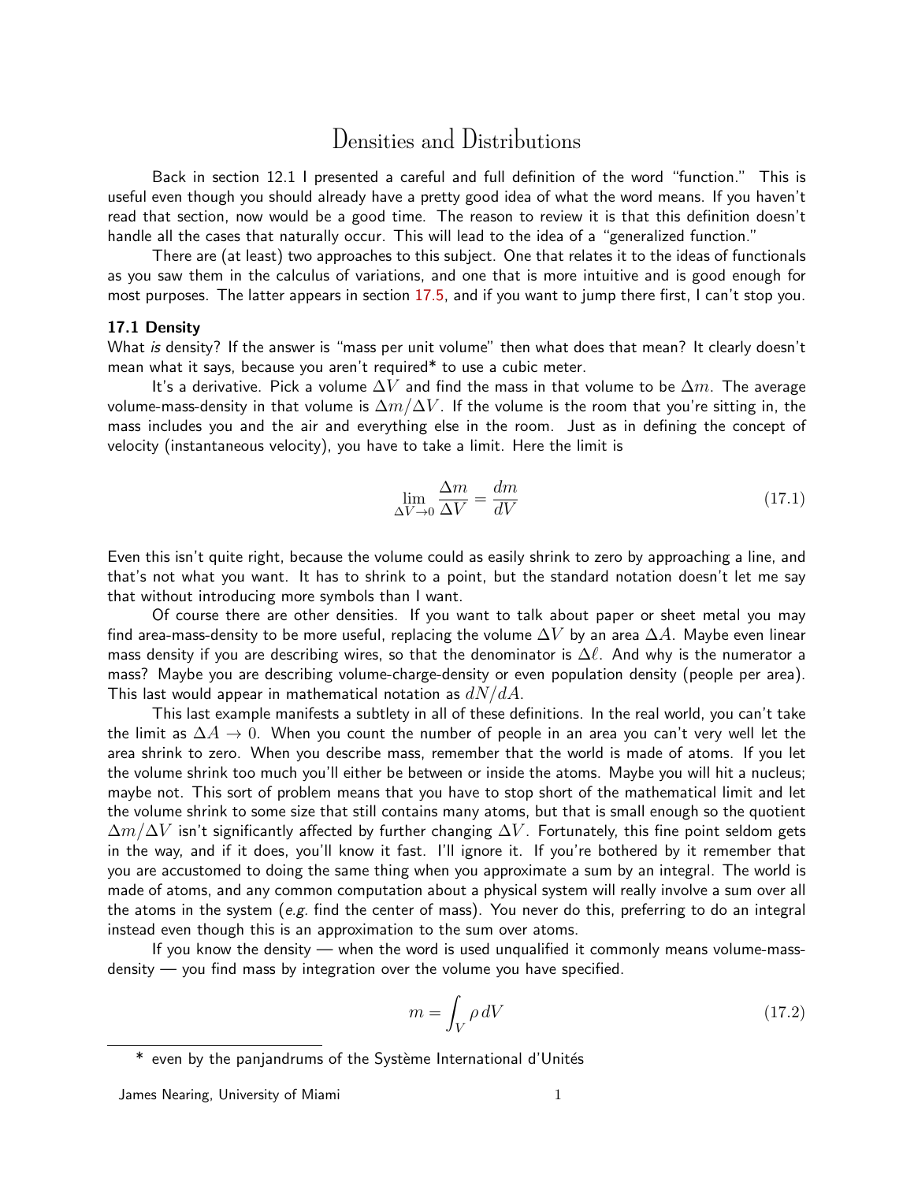# Densities and Distributions

Back in section 12.1 I presented a careful and full definition of the word "function." This is useful even though you should already have a pretty good idea of what the word means. If you haven't read that section, now would be a good time. The reason to review it is that this definition doesn't handle all the cases that naturally occur. This will lead to the idea of a "generalized function."

There are (at least) two approaches to this subject. One that relates it to the ideas of functionals as you saw them in the calculus of variations, and one that is more intuitive and is good enough for most purposes. The latter appears in section 17.5, and if you want to jump there first, I can't stop you.

### 17.1 Density

What *is* density? If the answer is "mass per unit volume" then what does that mean? It clearly doesn't mean what it says, because you aren't required* to use a cubic meter.

It's a derivative. Pick a volume $\Delta V$ and find the mass in that volume to be $\Delta m$. The average volume-mass-density in that volume is $\Delta m/\Delta V$. If the volume is the room that you're sitting in, the mass includes you and the air and everything else in the room. Just as in defining the concept of velocity (instantaneous velocity), you have to take a limit. Here the limit is

$$\lim_{\Delta V \to 0} \frac{\Delta m}{\Delta V} = \frac{dm}{dV} \tag{17.1}$$

Even this isn't quite right, because the volume could as easily shrink to zero by approaching a line, and that's not what you want. It has to shrink to a point, but the standard notation doesn't let me say that without introducing more symbols than I want.

Of course there are other densities. If you want to talk about paper or sheet metal you may find area-mass-density to be more useful, replacing the volume $\Delta V$ by an area $\Delta A$. Maybe even linear mass density if you are describing wires, so that the denominator is $\Delta \ell$. And why is the numerator a mass? Maybe you are describing volume-charge-density or even population density (people per area). This last would appear in mathematical notation as $dN/dA$.

This last example manifests a subtlety in all of these definitions. In the real world, you can't take the limit as $\Delta A \to 0$. When you count the number of people in an area you can't very well let the area shrink to zero. When you describe mass, remember that the world is made of atoms. If you let the volume shrink too much you'll either be between or inside the atoms. Maybe you will hit a nucleus; maybe not. This sort of problem means that you have to stop short of the mathematical limit and let the volume shrink to some size that still contains many atoms, but that is small enough so the quotient $\Delta m/\Delta V$ isn't significantly affected by further changing $\Delta V$. Fortunately, this fine point seldom gets in the way, and if it does, you'll know it fast. I'll ignore it. If you're bothered by it remember that you are accustomed to doing the same thing when you approximate a sum by an integral. The world is made of atoms, and any common computation about a physical system will really involve a sum over all the atoms in the system (*e.g.* find the center of mass). You never do this, preferring to do an integral instead even though this is an approximation to the sum over atoms.

If you know the density — when the word is used unqualified it commonly means volume-mass-density — you find mass by integration over the volume you have specified.

$$m = \int_V \rho \, dV \tag{17.2}$$

\* even by the panjandrums of the Système International d'Unités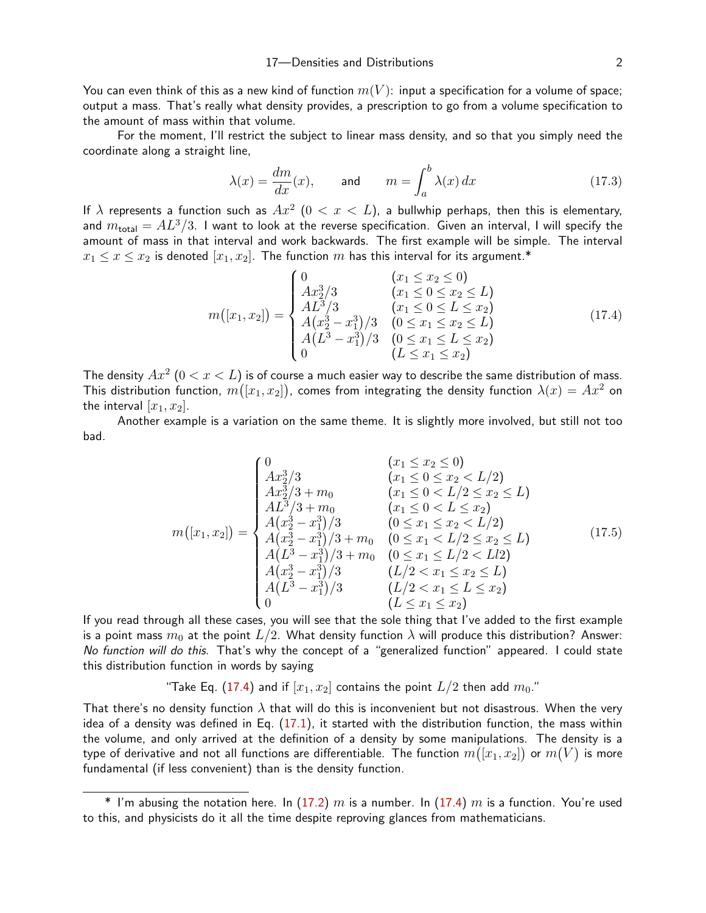You can even think of this as a new kind of function $m(V)$: input a specification for a volume of space; output a mass. That's really what density provides, a prescription to go from a volume specification to the amount of mass within that volume.

For the moment, I'll restrict the subject to linear mass density, and so that you simply need the coordinate along a straight line,

$$\lambda(x) = \frac{dm}{dx}(x), \qquad \text{and} \qquad m = \int_a^b \lambda(x)\, dx \tag{17.3}$$

If $\lambda$ represents a function such as $Ax^2$ $(0 < x < L)$, a bullwhip perhaps, then this is elementary, and $m_{\text{total}} = AL^3/3$. I want to look at the reverse specification. Given an interval, I will specify the amount of mass in that interval and work backwards. The first example will be simple. The interval $x_1 \le x \le x_2$ is denoted $[x_1, x_2]$. The function $m$ has this interval for its argument.*

$$m\big([x_1, x_2]\big) = \begin{cases} 0 & (x_1 \le x_2 \le 0) \\ Ax_2^3/3 & (x_1 \le 0 \le x_2 \le L) \\ AL^3/3 & (x_1 \le 0 \le L \le x_2) \\ A(x_2^3 - x_1^3)/3 & (0 \le x_1 \le x_2 \le L) \\ A(L^3 - x_1^3)/3 & (0 \le x_1 \le L \le x_2) \\ 0 & (L \le x_1 \le x_2) \end{cases} \tag{17.4}$$

The density $Ax^2$ $(0 < x < L)$ is of course a much easier way to describe the same distribution of mass. This distribution function, $m\big([x_1, x_2]\big)$, comes from integrating the density function $\lambda(x) = Ax^2$ on the interval $[x_1, x_2]$.

Another example is a variation on the same theme. It is slightly more involved, but still not too bad.

$$m\big([x_1, x_2]\big) = \begin{cases} 0 & (x_1 \le x_2 \le 0) \\ Ax_2^3/3 & (x_1 \le 0 \le x_2 < L/2) \\ Ax_2^3/3 + m_0 & (x_1 \le 0 < L/2 \le x_2 \le L) \\ AL^3/3 + m_0 & (x_1 \le 0 < L \le x_2) \\ A(x_2^3 - x_1^3)/3 & (0 \le x_1 \le x_2 < L/2) \\ A(x_2^3 - x_1^3)/3 + m_0 & (0 \le x_1 < L/2 \le x_2 \le L) \\ A(L^3 - x_1^3)/3 + m_0 & (0 \le x_1 \le L/2 < Ll2) \\ A(x_2^3 - x_1^3)/3 & (L/2 < x_1 \le x_2 \le L) \\ A(L^3 - x_1^3)/3 & (L/2 < x_1 \le L \le x_2) \\ 0 & (L \le x_1 \le x_2) \end{cases} \tag{17.5}$$

If you read through all these cases, you will see that the sole thing that I've added to the first example is a point mass $m_0$ at the point $L/2$. What density function $\lambda$ will produce this distribution? Answer: *No function will do this*. That's why the concept of a "generalized function" appeared. I could state this distribution function in words by saying

"Take Eq. (17.4) and if $[x_1, x_2]$ contains the point $L/2$ then add $m_0$."

That there's no density function $\lambda$ that will do this is inconvenient but not disastrous. When the very idea of a density was defined in Eq. (17.1), it started with the distribution function, the mass within the volume, and only arrived at the definition of a density by some manipulations. The density is a type of derivative and not all functions are differentiable. The function $m\big([x_1, x_2]\big)$ or $m\big(V\big)$ is more fundamental (if less convenient) than is the density function.

---

\* I'm abusing the notation here. In (17.2) $m$ is a number. In (17.4) $m$ is a function. You're used to this, and physicists do it all the time despite reproving glances from mathematicians.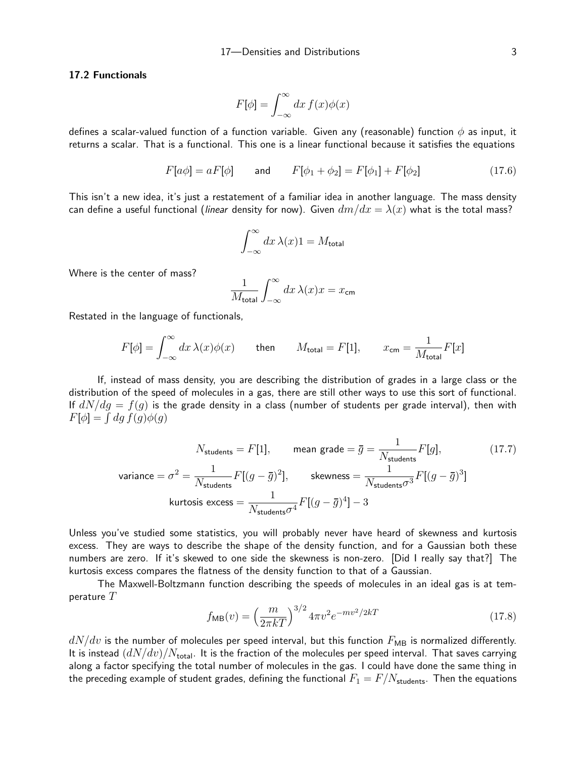### 17.2 Functionals

$$F[\phi] = \int_{-\infty}^{\infty} dx\, f(x)\phi(x)$$

defines a scalar-valued function of a function variable. Given any (reasonable) function $\phi$ as input, it returns a scalar. That is a functional. This one is a linear functional because it satisfies the equations

$$F[a\phi] = aF[\phi] \qquad \text{and} \qquad F[\phi_1 + \phi_2] = F[\phi_1] + F[\phi_2] \tag{17.6}$$

This isn't a new idea, it's just a restatement of a familiar idea in another language. The mass density can define a useful functional (*linear* density for now). Given $dm/dx = \lambda(x)$ what is the total mass?

$$\int_{-\infty}^{\infty} dx\, \lambda(x) 1 = M_{\text{total}}$$

Where is the center of mass?

$$\frac{1}{M_{\text{total}}} \int_{-\infty}^{\infty} dx\, \lambda(x) x = x_{\text{cm}}$$

Restated in the language of functionals,

$$F[\phi] = \int_{-\infty}^{\infty} dx\, \lambda(x)\phi(x) \qquad \text{then} \qquad M_{\text{total}} = F[1], \qquad x_{\text{cm}} = \frac{1}{M_{\text{total}}} F[x]$$

If, instead of mass density, you are describing the distribution of grades in a large class or the distribution of the speed of molecules in a gas, there are still other ways to use this sort of functional. If $dN/dg = f(g)$ is the grade density in a class (number of students per grade interval), then with $F[\phi] = \int dg\, f(g)\phi(g)$

$$N_{\text{students}} = F[1], \qquad \text{mean grade} = \bar{g} = \frac{1}{N_{\text{students}}} F[g], \tag{17.7}$$

$$\text{variance} = \sigma^2 = \frac{1}{N_{\text{students}}} F[(g - \bar{g})^2], \qquad \text{skewness} = \frac{1}{N_{\text{students}} \sigma^3} F[(g - \bar{g})^3]$$

$$\text{kurtosis excess} = \frac{1}{N_{\text{students}} \sigma^4} F[(g - \bar{g})^4] - 3$$

Unless you've studied some statistics, you will probably never have heard of skewness and kurtosis excess. They are ways to describe the shape of the density function, and for a Gaussian both these numbers are zero. If it's skewed to one side the skewness is non-zero. [Did I really say that?] The kurtosis excess compares the flatness of the density function to that of a Gaussian.

The Maxwell-Boltzmann function describing the speeds of molecules in an ideal gas is at temperature $T$

$$f_{\text{MB}}(v) = \left(\frac{m}{2\pi kT}\right)^{3/2} 4\pi v^2 e^{-mv^2/2kT} \tag{17.8}$$

$dN/dv$ is the number of molecules per speed interval, but this function $F_{\text{MB}}$ is normalized differently. It is instead $(dN/dv)/N_{\text{total}}$. It is the fraction of the molecules per speed interval. That saves carrying along a factor specifying the total number of molecules in the gas. I could have done the same thing in the preceding example of student grades, defining the functional $F_1 = F/N_{\text{students}}$. Then the equations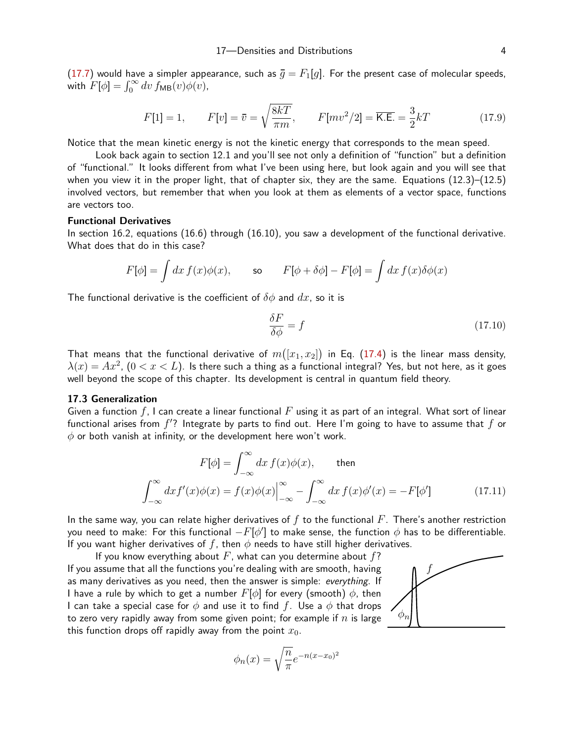(17.7) would have a simpler appearance, such as $\bar{g} = F_1[g]$. For the present case of molecular speeds, with $F[\phi] = \int_0^\infty dv\, f_{\text{MB}}(v)\phi(v)$,

$$F[1] = 1, \qquad F[v] = \bar{v} = \sqrt{\frac{8kT}{\pi m}}, \qquad F[mv^2/2] = \overline{\text{K.E.}} = \frac{3}{2}kT \tag{17.9}$$

Notice that the mean kinetic energy is not the kinetic energy that corresponds to the mean speed.

Look back again to section 12.1 and you'll see not only a definition of "function" but a definition of "functional." It looks different from what I've been using here, but look again and you will see that when you view it in the proper light, that of chapter six, they are the same. Equations (12.3)–(12.5) involved vectors, but remember that when you look at them as elements of a vector space, functions are vectors too.

**Functional Derivatives**

In section 16.2, equations (16.6) through (16.10), you saw a development of the functional derivative. What does that do in this case?

$$F[\phi] = \int dx\, f(x)\phi(x), \qquad \text{so} \qquad F[\phi + \delta\phi] - F[\phi] = \int dx\, f(x)\delta\phi(x)$$

The functional derivative is the coefficient of $\delta\phi$ and $dx$, so it is

$$\frac{\delta F}{\delta \phi} = f \tag{17.10}$$

That means that the functional derivative of $m\big([x_1, x_2]\big)$ in Eq. (17.4) is the linear mass density, $\lambda(x) = Ax^2$, $(0 < x < L)$. Is there such a thing as a functional integral? Yes, but not here, as it goes well beyond the scope of this chapter. Its development is central in quantum field theory.

## 17.3 Generalization

Given a function $f$, I can create a linear functional $F$ using it as part of an integral. What sort of linear functional arises from $f'$? Integrate by parts to find out. Here I'm going to have to assume that $f$ or $\phi$ or both vanish at infinity, or the development here won't work.

$$F[\phi] = \int_{-\infty}^{\infty} dx\, f(x)\phi(x), \qquad \text{then}$$

$$\int_{-\infty}^{\infty} dx f'(x)\phi(x) = f(x)\phi(x)\Big|_{-\infty}^{\infty} - \int_{-\infty}^{\infty} dx\, f(x)\phi'(x) = -F[\phi'] \tag{17.11}$$

In the same way, you can relate higher derivatives of $f$ to the functional $F$. There's another restriction you need to make: For this functional $-F[\phi']$ to make sense, the function $\phi$ has to be differentiable. If you want higher derivatives of $f$, then $\phi$ needs to have still higher derivatives.

If you know everything about $F$, what can you determine about $f$? If you assume that all the functions you're dealing with are smooth, having as many derivatives as you need, then the answer is simple: *everything*. If I have a rule by which to get a number $F[\phi]$ for every (smooth) $\phi$, then I can take a special case for $\phi$ and use it to find $f$. Use a $\phi$ that drops to zero very rapidly away from some given point; for example if $n$ is large this function drops off rapidly away from the point $x_0$.

$$\phi_n(x) = \sqrt{\frac{n}{\pi}} e^{-n(x-x_0)^2}$$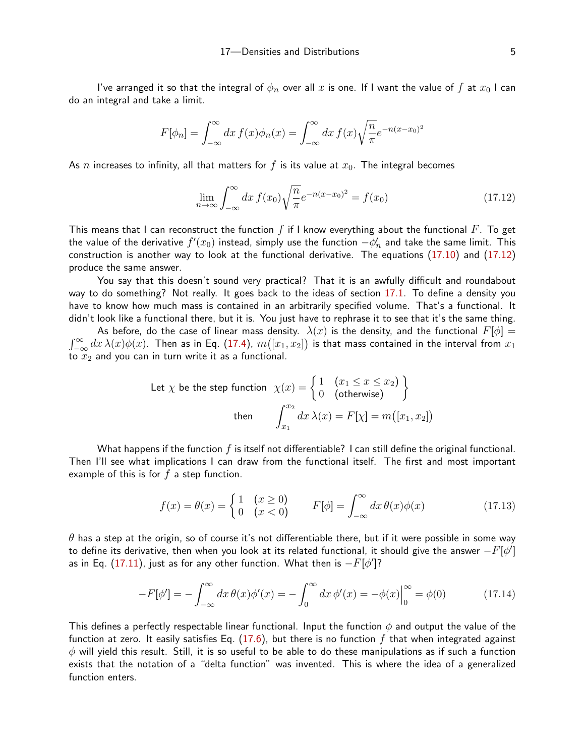I've arranged it so that the integral of $\phi_n$ over all $x$ is one. If I want the value of $f$ at $x_0$ I can do an integral and take a limit.

$$F[\phi_n] = \int_{-\infty}^{\infty} dx\, f(x)\phi_n(x) = \int_{-\infty}^{\infty} dx\, f(x)\sqrt{\frac{n}{\pi}}e^{-n(x-x_0)^2}$$

As $n$ increases to infinity, all that matters for $f$ is its value at $x_0$. The integral becomes

$$\lim_{n\to\infty}\int_{-\infty}^{\infty} dx\, f(x_0)\sqrt{\frac{n}{\pi}}e^{-n(x-x_0)^2} = f(x_0) \tag{17.12}$$

This means that I can reconstruct the function $f$ if I know everything about the functional $F$. To get the value of the derivative $f'(x_0)$ instead, simply use the function $-\phi_n'$ and take the same limit. This construction is another way to look at the functional derivative. The equations (17.10) and (17.12) produce the same answer.

You say that this doesn't sound very practical? That it is an awfully difficult and roundabout way to do something? Not really. It goes back to the ideas of section 17.1. To define a density you have to know how much mass is contained in an arbitrarily specified volume. That's a functional. It didn't look like a functional there, but it is. You just have to rephrase it to see that it's the same thing.

As before, do the case of linear mass density. $\lambda(x)$ is the density, and the functional $F[\phi] = \int_{-\infty}^{\infty} dx\, \lambda(x)\phi(x)$. Then as in Eq. (17.4), $m\big([x_1,x_2]\big)$ is that mass contained in the interval from $x_1$ to $x_2$ and you can in turn write it as a functional.

$$\text{Let } \chi \text{ be the step function}\quad \chi(x) = \left\{\begin{array}{ll} 1 & (x_1 \le x \le x_2) \\ 0 & \text{(otherwise)}\end{array}\right\}$$

$$\text{then}\qquad \int_{x_1}^{x_2} dx\,\lambda(x) = F[\chi] = m\big([x_1,x_2]\big)$$

What happens if the function $f$ is itself not differentiable? I can still define the original functional. Then I'll see what implications I can draw from the functional itself. The first and most important example of this is for $f$ a step function.

$$f(x) = \theta(x) = \begin{cases} 1 & (x \ge 0) \\ 0 & (x < 0)\end{cases} \qquad F[\phi] = \int_{-\infty}^{\infty} dx\,\theta(x)\phi(x) \tag{17.13}$$

$\theta$ has a step at the origin, so of course it's not differentiable there, but if it were possible in some way to define its derivative, then when you look at its related functional, it should give the answer $-F[\phi']$ as in Eq. (17.11), just as for any other function. What then is $-F[\phi']$?

$$-F[\phi'] = -\int_{-\infty}^{\infty} dx\,\theta(x)\phi'(x) = -\int_{0}^{\infty} dx\,\phi'(x) = -\phi(x)\Big|_0^{\infty} = \phi(0) \tag{17.14}$$

This defines a perfectly respectable linear functional. Input the function $\phi$ and output the value of the function at zero. It easily satisfies Eq. (17.6), but there is no function $f$ that when integrated against $\phi$ will yield this result. Still, it is so useful to be able to do these manipulations as if such a function exists that the notation of a "delta function" was invented. This is where the idea of a generalized function enters.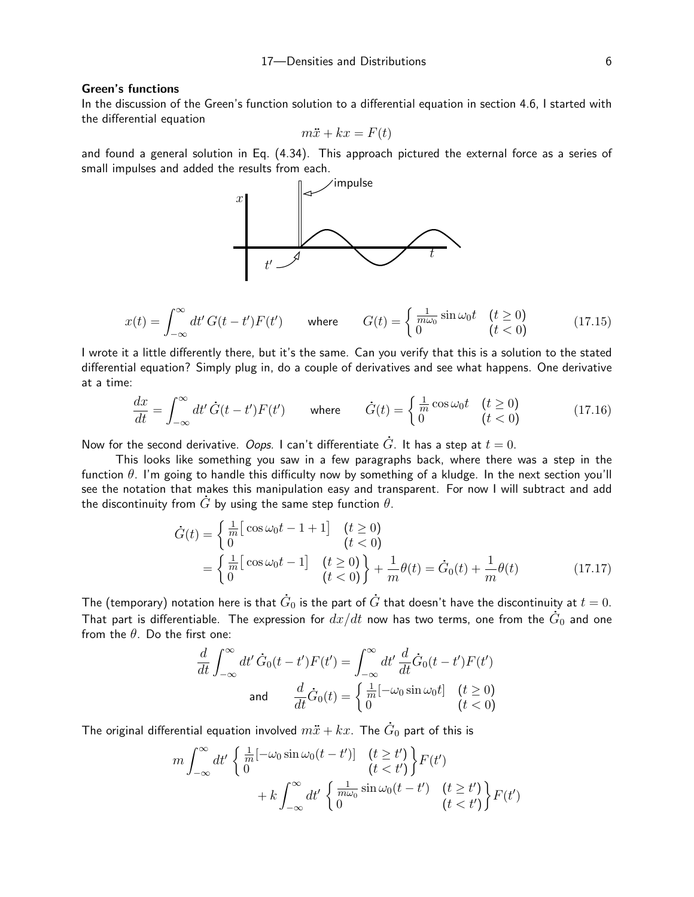### Green's functions

In the discussion of the Green's function solution to a differential equation in section 4.6, I started with the differential equation

$$m\ddot{x} + kx = F(t)$$

and found a general solution in Eq. (4.34). This approach pictured the external force as a series of small impulses and added the results from each.

$$x(t) = \int_{-\infty}^{\infty} dt'\, G(t-t')F(t') \qquad \text{where} \qquad G(t) = \begin{cases} \frac{1}{m\omega_0}\sin\omega_0 t & (t \geq 0) \\ 0 & (t < 0) \end{cases} \tag{17.15}$$

I wrote it a little differently there, but it's the same. Can you verify that this is a solution to the stated differential equation? Simply plug in, do a couple of derivatives and see what happens. One derivative at a time:

$$\frac{dx}{dt} = \int_{-\infty}^{\infty} dt'\, \dot{G}(t-t')F(t') \qquad \text{where} \qquad \dot{G}(t) = \begin{cases} \frac{1}{m}\cos\omega_0 t & (t \geq 0) \\ 0 & (t < 0) \end{cases} \tag{17.16}$$

Now for the second derivative. *Oops*. I can't differentiate $\dot{G}$. It has a step at $t = 0$.

This looks like something you saw in a few paragraphs back, where there was a step in the function $\theta$. I'm going to handle this difficulty now by something of a kludge. In the next section you'll see the notation that makes this manipulation easy and transparent. For now I will subtract and add the discontinuity from $\dot{G}$ by using the same step function $\theta$.

$$\begin{aligned}
\dot{G}(t) &= \begin{cases} \frac{1}{m}\big[\cos\omega_0 t - 1 + 1\big] & (t \geq 0) \\ 0 & (t < 0) \end{cases} \\
&= \left\{\begin{matrix} \frac{1}{m}\big[\cos\omega_0 t - 1\big] & (t \geq 0) \\ 0 & (t < 0) \end{matrix}\right\} + \frac{1}{m}\theta(t) = \dot{G}_0(t) + \frac{1}{m}\theta(t)
\end{aligned} \tag{17.17}$$

The (temporary) notation here is that $\dot{G}_0$ is the part of $\dot{G}$ that doesn't have the discontinuity at $t = 0$. That part is differentiable. The expression for $dx/dt$ now has two terms, one from the $\dot{G}_0$ and one from the $\theta$. Do the first one:

$$\frac{d}{dt}\int_{-\infty}^{\infty} dt'\, \dot{G}_0(t-t')F(t') = \int_{-\infty}^{\infty} dt'\, \frac{d}{dt}\dot{G}_0(t-t')F(t')$$

$$\text{and} \qquad \frac{d}{dt}\dot{G}_0(t) = \begin{cases} \frac{1}{m}[-\omega_0\sin\omega_0 t] & (t \geq 0) \\ 0 & (t < 0) \end{cases}$$

The original differential equation involved $m\ddot{x} + kx$. The $\dot{G}_0$ part of this is

$$m\int_{-\infty}^{\infty} dt' \left\{\begin{matrix} \frac{1}{m}[-\omega_0\sin\omega_0(t-t')] & (t \geq t') \\ 0 & (t < t') \end{matrix}\right\} F(t') + k\int_{-\infty}^{\infty} dt' \left\{\begin{matrix} \frac{1}{m\omega_0}\sin\omega_0(t-t') & (t \geq t') \\ 0 & (t < t') \end{matrix}\right\} F(t')$$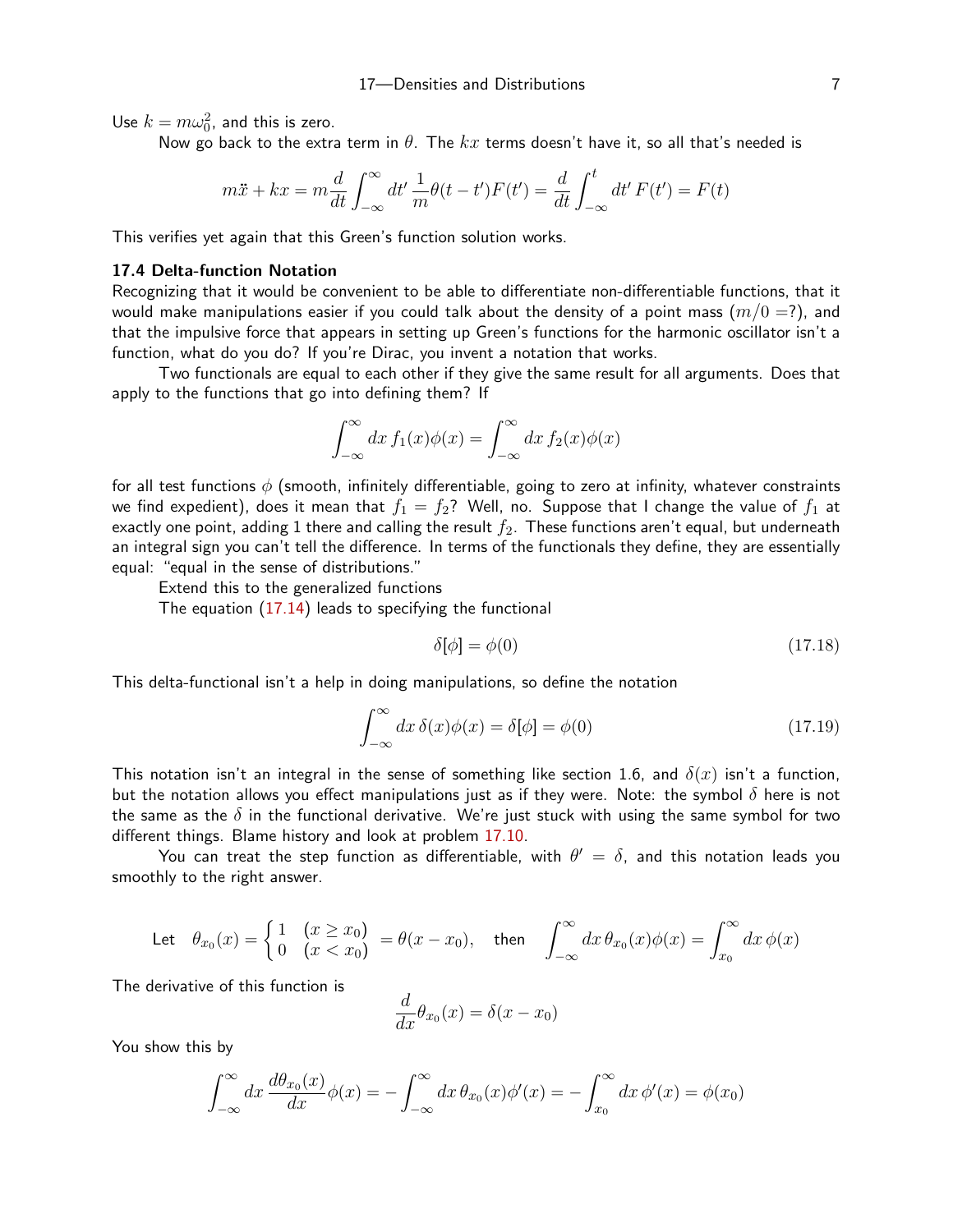Use $k = m\omega_0^2$, and this is zero.

Now go back to the extra term in $\theta$. The $kx$ terms doesn't have it, so all that's needed is

$$m\ddot{x} + kx = m\frac{d}{dt}\int_{-\infty}^{\infty} dt'\,\frac{1}{m}\theta(t-t')F(t') = \frac{d}{dt}\int_{-\infty}^{t} dt'\,F(t') = F(t)$$

This verifies yet again that this Green's function solution works.

### 17.4 Delta-function Notation

Recognizing that it would be convenient to be able to differentiate non-differentiable functions, that it would make manipulations easier if you could talk about the density of a point mass ($m/0 = ?$), and that the impulsive force that appears in setting up Green's functions for the harmonic oscillator isn't a function, what do you do? If you're Dirac, you invent a notation that works.

Two functionals are equal to each other if they give the same result for all arguments. Does that apply to the functions that go into defining them? If

$$\int_{-\infty}^{\infty} dx\,f_1(x)\phi(x) = \int_{-\infty}^{\infty} dx\,f_2(x)\phi(x)$$

for all test functions $\phi$ (smooth, infinitely differentiable, going to zero at infinity, whatever constraints we find expedient), does it mean that $f_1 = f_2$? Well, no. Suppose that I change the value of $f_1$ at exactly one point, adding 1 there and calling the result $f_2$. These functions aren't equal, but underneath an integral sign you can't tell the difference. In terms of the functionals they define, they are essentially equal: "equal in the sense of distributions."

Extend this to the generalized functions

The equation (17.14) leads to specifying the functional

$$\delta[\phi] = \phi(0) \tag{17.18}$$

This delta-functional isn't a help in doing manipulations, so define the notation

$$\int_{-\infty}^{\infty} dx\,\delta(x)\phi(x) = \delta[\phi] = \phi(0) \tag{17.19}$$

This notation isn't an integral in the sense of something like section 1.6, and $\delta(x)$ isn't a function, but the notation allows you effect manipulations just as if they were. Note: the symbol $\delta$ here is not the same as the $\delta$ in the functional derivative. We're just stuck with using the same symbol for two different things. Blame history and look at problem 17.10.

You can treat the step function as differentiable, with $\theta' = \delta$, and this notation leads you smoothly to the right answer.

$$\text{Let}\quad \theta_{x_0}(x) = \begin{cases} 1 & (x \ge x_0) \\ 0 & (x < x_0) \end{cases} = \theta(x - x_0), \quad \text{then} \quad \int_{-\infty}^{\infty} dx\,\theta_{x_0}(x)\phi(x) = \int_{x_0}^{\infty} dx\,\phi(x)$$

The derivative of this function is

$$\frac{d}{dx}\theta_{x_0}(x) = \delta(x - x_0)$$

You show this by

$$\int_{-\infty}^{\infty} dx\,\frac{d\theta_{x_0}(x)}{dx}\phi(x) = -\int_{-\infty}^{\infty} dx\,\theta_{x_0}(x)\phi'(x) = -\int_{x_0}^{\infty} dx\,\phi'(x) = \phi(x_0)$$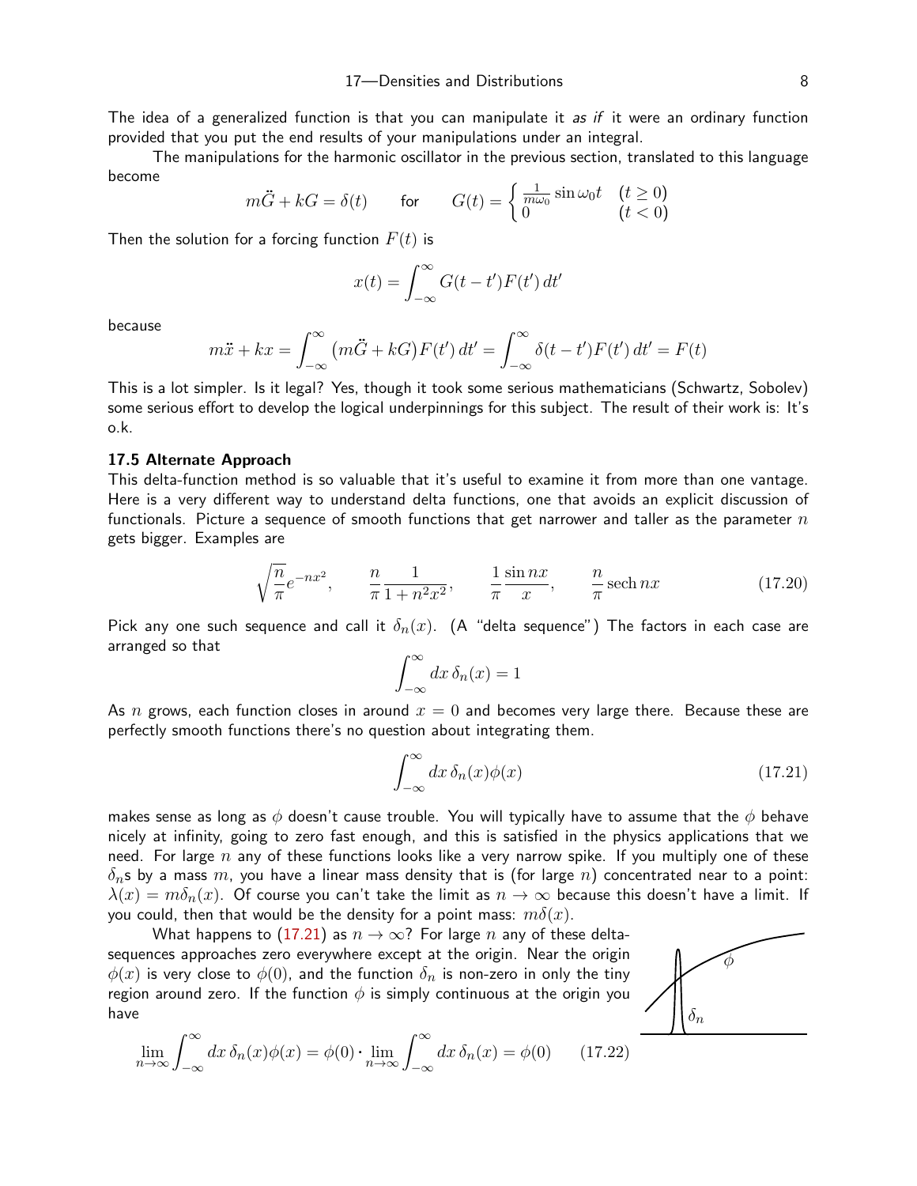The idea of a generalized function is that you can manipulate it *as if* it were an ordinary function provided that you put the end results of your manipulations under an integral.

The manipulations for the harmonic oscillator in the previous section, translated to this language become

$$m\ddot{G} + kG = \delta(t) \qquad \text{for} \qquad G(t) = \begin{cases} \frac{1}{m\omega_0}\sin\omega_0 t & (t \geq 0) \\ 0 & (t < 0) \end{cases}$$

Then the solution for a forcing function $F(t)$ is

$$x(t) = \int_{-\infty}^{\infty} G(t-t')F(t')\,dt'$$

because

$$m\ddot{x} + kx = \int_{-\infty}^{\infty} \big(m\ddot{G} + kG\big)F(t')\,dt' = \int_{-\infty}^{\infty} \delta(t-t')F(t')\,dt' = F(t)$$

This is a lot simpler. Is it legal? Yes, though it took some serious mathematicians (Schwartz, Sobolev) some serious effort to develop the logical underpinnings for this subject. The result of their work is: It's o.k.

### 17.5 Alternate Approach

This delta-function method is so valuable that it's useful to examine it from more than one vantage. Here is a very different way to understand delta functions, one that avoids an explicit discussion of functionals. Picture a sequence of smooth functions that get narrower and taller as the parameter $n$ gets bigger. Examples are

$$\sqrt{\frac{n}{\pi}}e^{-nx^2}, \qquad \frac{n}{\pi}\frac{1}{1+n^2x^2}, \qquad \frac{1}{\pi}\frac{\sin nx}{x}, \qquad \frac{n}{\pi}\operatorname{sech} nx \tag{17.20}$$

Pick any one such sequence and call it $\delta_n(x)$. (A "delta sequence") The factors in each case are arranged so that

$$\int_{-\infty}^{\infty} dx\,\delta_n(x) = 1$$

As $n$ grows, each function closes in around $x = 0$ and becomes very large there. Because these are perfectly smooth functions there's no question about integrating them.

$$\int_{-\infty}^{\infty} dx\,\delta_n(x)\phi(x) \tag{17.21}$$

makes sense as long as $\phi$ doesn't cause trouble. You will typically have to assume that the $\phi$ behave nicely at infinity, going to zero fast enough, and this is satisfied in the physics applications that we need. For large $n$ any of these functions looks like a very narrow spike. If you multiply one of these $\delta_n$s by a mass $m$, you have a linear mass density that is (for large $n$) concentrated near to a point: $\lambda(x) = m\delta_n(x)$. Of course you can't take the limit as $n \to \infty$ because this doesn't have a limit. If you could, then that would be the density for a point mass: $m\delta(x)$.

What happens to (17.21) as $n \to \infty$? For large $n$ any of these delta-sequences approaches zero everywhere except at the origin. Near the origin $\phi(x)$ is very close to $\phi(0)$, and the function $\delta_n$ is non-zero in only the tiny region around zero. If the function $\phi$ is simply continuous at the origin you have

$$\lim_{n\to\infty}\int_{-\infty}^{\infty} dx\,\delta_n(x)\phi(x) = \phi(0)\cdot\lim_{n\to\infty}\int_{-\infty}^{\infty} dx\,\delta_n(x) = \phi(0) \tag{17.22}$$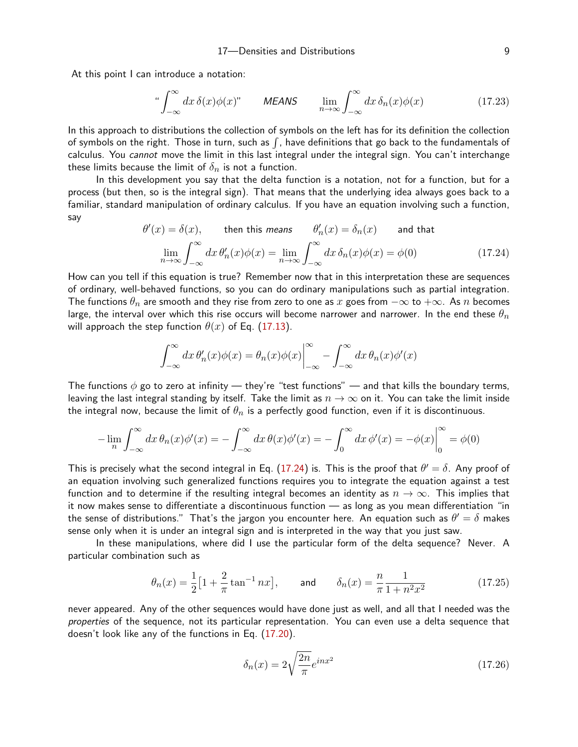At this point I can introduce a notation:

$$\text{“}\int_{-\infty}^{\infty} dx\, \delta(x)\phi(x)\text{”} \qquad \textit{MEANS} \qquad \lim_{n\to\infty} \int_{-\infty}^{\infty} dx\, \delta_n(x)\phi(x) \tag{17.23}$$

In this approach to distributions the collection of symbols on the left has for its definition the collection of symbols on the right. Those in turn, such as $\int$, have definitions that go back to the fundamentals of calculus. You *cannot* move the limit in this last integral under the integral sign. You can't interchange these limits because the limit of $\delta_n$ is not a function.

In this development you say that the delta function is a notation, not for a function, but for a process (but then, so is the integral sign). That means that the underlying idea always goes back to a familiar, standard manipulation of ordinary calculus. If you have an equation involving such a function, say

$$\theta'(x) = \delta(x), \qquad \text{then this } \textit{means} \qquad \theta_n'(x) = \delta_n(x) \qquad \text{and that}$$

$$\lim_{n\to\infty} \int_{-\infty}^{\infty} dx\, \theta_n'(x)\phi(x) = \lim_{n\to\infty} \int_{-\infty}^{\infty} dx\, \delta_n(x)\phi(x) = \phi(0) \tag{17.24}$$

How can you tell if this equation is true? Remember now that in this interpretation these are sequences of ordinary, well-behaved functions, so you can do ordinary manipulations such as partial integration. The functions $\theta_n$ are smooth and they rise from zero to one as $x$ goes from $-\infty$ to $+\infty$. As $n$ becomes large, the interval over which this rise occurs will become narrower and narrower. In the end these $\theta_n$ will approach the step function $\theta(x)$ of Eq. (17.13).

$$\int_{-\infty}^{\infty} dx\, \theta_n'(x)\phi(x) = \theta_n(x)\phi(x)\Big|_{-\infty}^{\infty} - \int_{-\infty}^{\infty} dx\, \theta_n(x)\phi'(x)$$

The functions $\phi$ go to zero at infinity — they're "test functions" — and that kills the boundary terms, leaving the last integral standing by itself. Take the limit as $n\to\infty$ on it. You can take the limit inside the integral now, because the limit of $\theta_n$ is a perfectly good function, even if it is discontinuous.

$$-\lim_n \int_{-\infty}^{\infty} dx\, \theta_n(x)\phi'(x) = -\int_{-\infty}^{\infty} dx\, \theta(x)\phi'(x) = -\int_{0}^{\infty} dx\, \phi'(x) = -\phi(x)\Big|_0^{\infty} = \phi(0)$$

This is precisely what the second integral in Eq. (17.24) is. This is the proof that $\theta' = \delta$. Any proof of an equation involving such generalized functions requires you to integrate the equation against a test function and to determine if the resulting integral becomes an identity as $n\to\infty$. This implies that it now makes sense to differentiate a discontinuous function — as long as you mean differentiation "in the sense of distributions." That's the jargon you encounter here. An equation such as $\theta' = \delta$ makes sense only when it is under an integral sign and is interpreted in the way that you just saw.

In these manipulations, where did I use the particular form of the delta sequence? Never. A particular combination such as

$$\theta_n(x) = \frac{1}{2}\big[1 + \frac{2}{\pi}\tan^{-1} nx\big], \qquad \text{and} \qquad \delta_n(x) = \frac{n}{\pi}\frac{1}{1+n^2x^2} \tag{17.25}$$

never appeared. Any of the other sequences would have done just as well, and all that I needed was the *properties* of the sequence, not its particular representation. You can even use a delta sequence that doesn't look like any of the functions in Eq. (17.20).

$$\delta_n(x) = 2\sqrt{\frac{2n}{\pi}}\, e^{inx^2} \tag{17.26}$$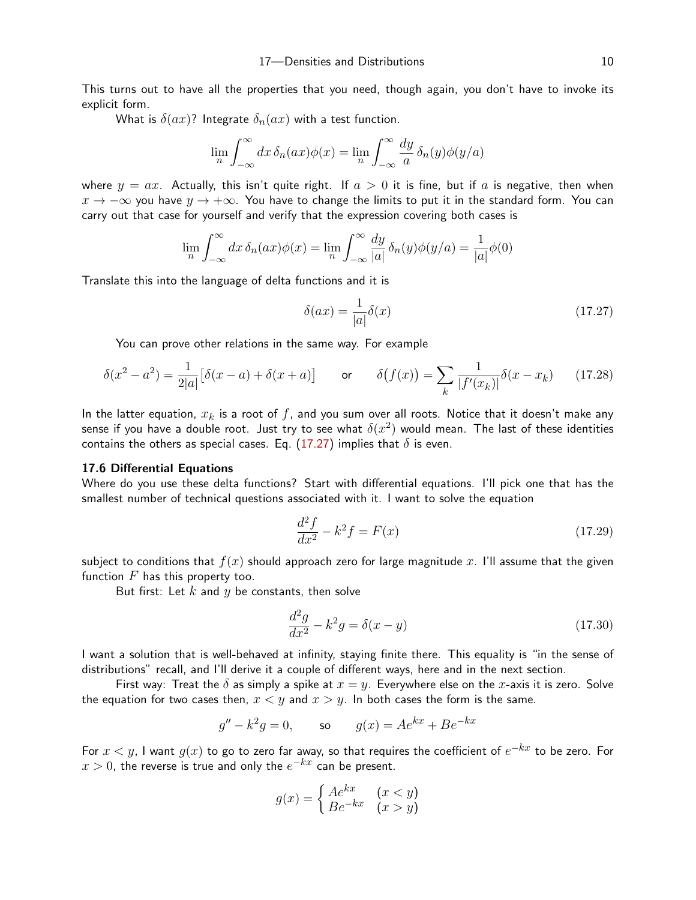This turns out to have all the properties that you need, though again, you don't have to invoke its explicit form.

What is $\delta(ax)$? Integrate $\delta_n(ax)$ with a test function.

$$\lim_n \int_{-\infty}^{\infty} dx\, \delta_n(ax)\phi(x) = \lim_n \int_{-\infty}^{\infty} \frac{dy}{a}\, \delta_n(y)\phi(y/a)$$

where $y = ax$. Actually, this isn't quite right. If $a > 0$ it is fine, but if $a$ is negative, then when $x \to -\infty$ you have $y \to +\infty$. You have to change the limits to put it in the standard form. You can carry out that case for yourself and verify that the expression covering both cases is

$$\lim_n \int_{-\infty}^{\infty} dx\, \delta_n(ax)\phi(x) = \lim_n \int_{-\infty}^{\infty} \frac{dy}{|a|}\, \delta_n(y)\phi(y/a) = \frac{1}{|a|}\phi(0)$$

Translate this into the language of delta functions and it is

$$\delta(ax) = \frac{1}{|a|}\delta(x) \tag{17.27}$$

You can prove other relations in the same way. For example

$$\delta(x^2 - a^2) = \frac{1}{2|a|}\big[\delta(x-a) + \delta(x+a)\big] \qquad \text{or} \qquad \delta\big(f(x)\big) = \sum_k \frac{1}{|f'(x_k)|}\delta(x - x_k) \tag{17.28}$$

In the latter equation, $x_k$ is a root of $f$, and you sum over all roots. Notice that it doesn't make any sense if you have a double root. Just try to see what $\delta(x^2)$ would mean. The last of these identities contains the others as special cases. Eq. (17.27) implies that $\delta$ is even.

### 17.6 Differential Equations

Where do you use these delta functions? Start with differential equations. I'll pick one that has the smallest number of technical questions associated with it. I want to solve the equation

$$\frac{d^2 f}{dx^2} - k^2 f = F(x) \tag{17.29}$$

subject to conditions that $f(x)$ should approach zero for large magnitude $x$. I'll assume that the given function $F$ has this property too.

But first: Let $k$ and $y$ be constants, then solve

$$\frac{d^2 g}{dx^2} - k^2 g = \delta(x - y) \tag{17.30}$$

I want a solution that is well-behaved at infinity, staying finite there. This equality is "in the sense of distributions" recall, and I'll derive it a couple of different ways, here and in the next section.

First way: Treat the $\delta$ as simply a spike at $x = y$. Everywhere else on the $x$-axis it is zero. Solve the equation for two cases then, $x < y$ and $x > y$. In both cases the form is the same.

$$g'' - k^2 g = 0, \qquad \text{so} \qquad g(x) = Ae^{kx} + Be^{-kx}$$

For $x < y$, I want $g(x)$ to go to zero far away, so that requires the coefficient of $e^{-kx}$ to be zero. For $x > 0$, the reverse is true and only the $e^{-kx}$ can be present.

$$g(x) = \begin{cases} Ae^{kx} & (x < y) \\ Be^{-kx} & (x > y) \end{cases}$$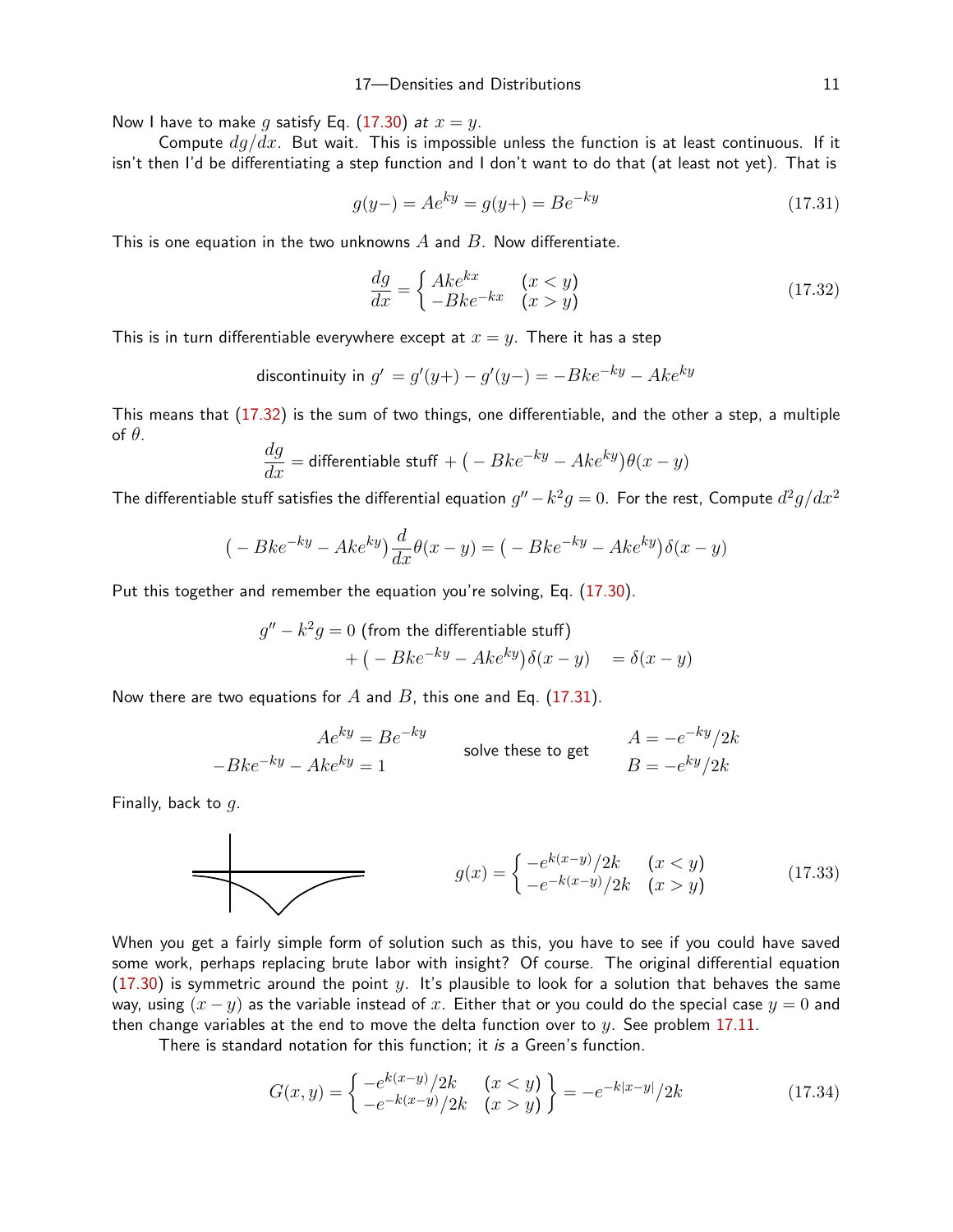Now I have to make $g$ satisfy Eq. (17.30) *at* $x = y$.

Compute $dg/dx$. But wait. This is impossible unless the function is at least continuous. If it isn't then I'd be differentiating a step function and I don't want to do that (at least not yet). That is

$$g(y-) = Ae^{ky} = g(y+) = Be^{-ky} \tag{17.31}$$

This is one equation in the two unknowns $A$ and $B$. Now differentiate.

$$\frac{dg}{dx} = \begin{cases} Ake^{kx} & (x < y) \\ -Bke^{-kx} & (x > y) \end{cases} \tag{17.32}$$

This is in turn differentiable everywhere except at $x = y$. There it has a step

$$\text{discontinuity in } g' = g'(y+) - g'(y-) = -Bke^{-ky} - Ake^{ky}$$

This means that (17.32) is the sum of two things, one differentiable, and the other a step, a multiple of $\theta$.

$$\frac{dg}{dx} = \text{differentiable stuff} + \big(-Bke^{-ky} - Ake^{ky}\big)\theta(x - y)$$

The differentiable stuff satisfies the differential equation $g'' - k^2 g = 0$. For the rest, Compute $d^2g/dx^2$

$$\big(-Bke^{-ky} - Ake^{ky}\big)\frac{d}{dx}\theta(x - y) = \big(-Bke^{-ky} - Ake^{ky}\big)\delta(x - y)$$

Put this together and remember the equation you're solving, Eq. (17.30).

$$\begin{aligned} &g'' - k^2 g = 0 \text{ (from the differentiable stuff)} \\ &\qquad + \big(-Bke^{-ky} - Ake^{ky}\big)\delta(x - y) \quad = \delta(x - y) \end{aligned}$$

Now there are two equations for $A$ and $B$, this one and Eq. (17.31).

$$\begin{aligned} Ae^{ky} &= Be^{-ky} \\ -Bke^{-ky} - Ake^{ky} &= 1 \end{aligned} \qquad \text{solve these to get} \qquad \begin{aligned} A &= -e^{-ky}/2k \\ B &= -e^{ky}/2k \end{aligned}$$

Finally, back to $g$.

$$g(x) = \begin{cases} -e^{k(x-y)}/2k & (x < y) \\ -e^{-k(x-y)}/2k & (x > y) \end{cases} \tag{17.33}$$

When you get a fairly simple form of solution such as this, you have to see if you could have saved some work, perhaps replacing brute labor with insight? Of course. The original differential equation (17.30) is symmetric around the point $y$. It's plausible to look for a solution that behaves the same way, using $(x - y)$ as the variable instead of $x$. Either that or you could do the special case $y = 0$ and then change variables at the end to move the delta function over to $y$. See problem 17.11.

There is standard notation for this function; it *is* a Green's function.

$$G(x, y) = \left\{ \begin{matrix} -e^{k(x-y)}/2k & (x < y) \\ -e^{-k(x-y)}/2k & (x > y) \end{matrix} \right\} = -e^{-k|x-y|}/2k \tag{17.34}$$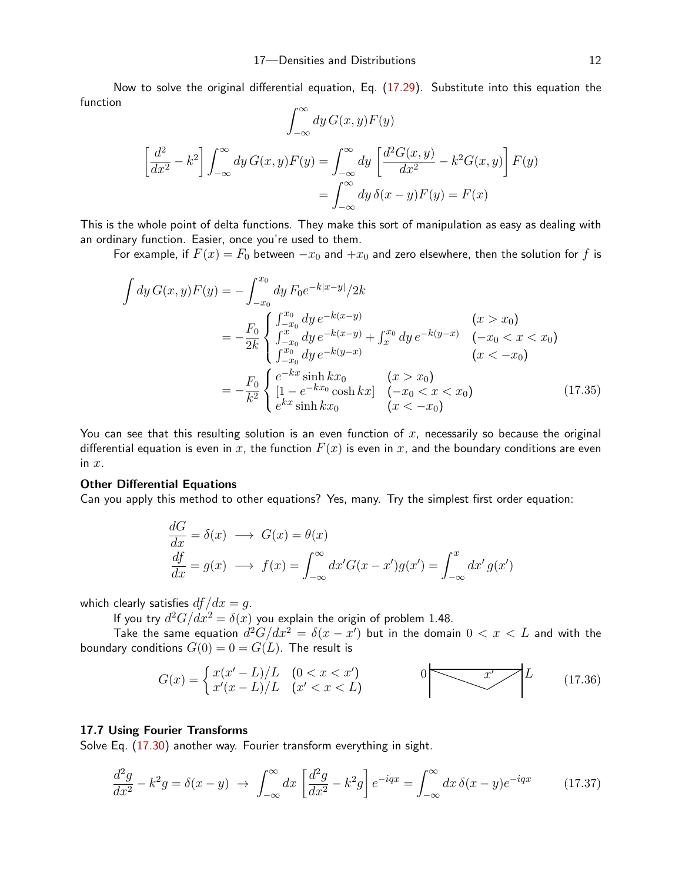Now to solve the original differential equation, Eq. (17.29). Substitute into this equation the function

$$\int_{-\infty}^{\infty} dy\, G(x,y)F(y)$$

$$\left[\frac{d^2}{dx^2} - k^2\right]\int_{-\infty}^{\infty} dy\, G(x,y)F(y) = \int_{-\infty}^{\infty} dy\,\left[\frac{d^2G(x,y)}{dx^2} - k^2 G(x,y)\right]F(y)$$
$$= \int_{-\infty}^{\infty} dy\, \delta(x-y)F(y) = F(x)$$

This is the whole point of delta functions. They make this sort of manipulation as easy as dealing with an ordinary function. Easier, once you're used to them.

For example, if $F(x) = F_0$ between $-x_0$ and $+x_0$ and zero elsewhere, then the solution for $f$ is

$$\begin{aligned}
\int dy\, G(x,y)F(y) &= -\int_{-x_0}^{x_0} dy\, F_0 e^{-k|x-y|}/2k \\
&= -\frac{F_0}{2k}\begin{cases} \int_{-x_0}^{x_0} dy\, e^{-k(x-y)} & (x > x_0) \\ \int_{-x_0}^{x} dy\, e^{-k(x-y)} + \int_{x}^{x_0} dy\, e^{-k(y-x)} & (-x_0 < x < x_0) \\ \int_{-x_0}^{x_0} dy\, e^{-k(y-x)} & (x < -x_0) \end{cases} \\
&= -\frac{F_0}{k^2}\begin{cases} e^{-kx}\sinh kx_0 & (x > x_0) \\ \left[1 - e^{-kx_0}\cosh kx\right] & (-x_0 < x < x_0) \\ e^{kx}\sinh kx_0 & (x < -x_0) \end{cases}
\end{aligned} \tag{17.35}$$

You can see that this resulting solution is an even function of $x$, necessarily so because the original differential equation is even in $x$, the function $F(x)$ is even in $x$, and the boundary conditions are even in $x$.

**Other Differential Equations**

Can you apply this method to other equations? Yes, many. Try the simplest first order equation:

$$\frac{dG}{dx} = \delta(x) \longrightarrow G(x) = \theta(x)$$
$$\frac{df}{dx} = g(x) \longrightarrow f(x) = \int_{-\infty}^{\infty} dx'\, G(x-x')g(x') = \int_{-\infty}^{x} dx'\, g(x')$$

which clearly satisfies $df/dx = g$.

If you try $d^2G/dx^2 = \delta(x)$ you explain the origin of problem 1.48.

Take the same equation $d^2G/dx^2 = \delta(x-x')$ but in the domain $0 < x < L$ and with the boundary conditions $G(0) = 0 = G(L)$. The result is

$$G(x) = \begin{cases} x(x'-L)/L & (0 < x < x') \\ x'(x-L)/L & (x' < x < L) \end{cases} \tag{17.36}$$

## 17.7 Using Fourier Transforms

Solve Eq. (17.30) another way. Fourier transform everything in sight.

$$\frac{d^2g}{dx^2} - k^2 g = \delta(x-y) \;\rightarrow\; \int_{-\infty}^{\infty} dx\,\left[\frac{d^2g}{dx^2} - k^2 g\right]e^{-iqx} = \int_{-\infty}^{\infty} dx\,\delta(x-y)e^{-iqx} \tag{17.37}$$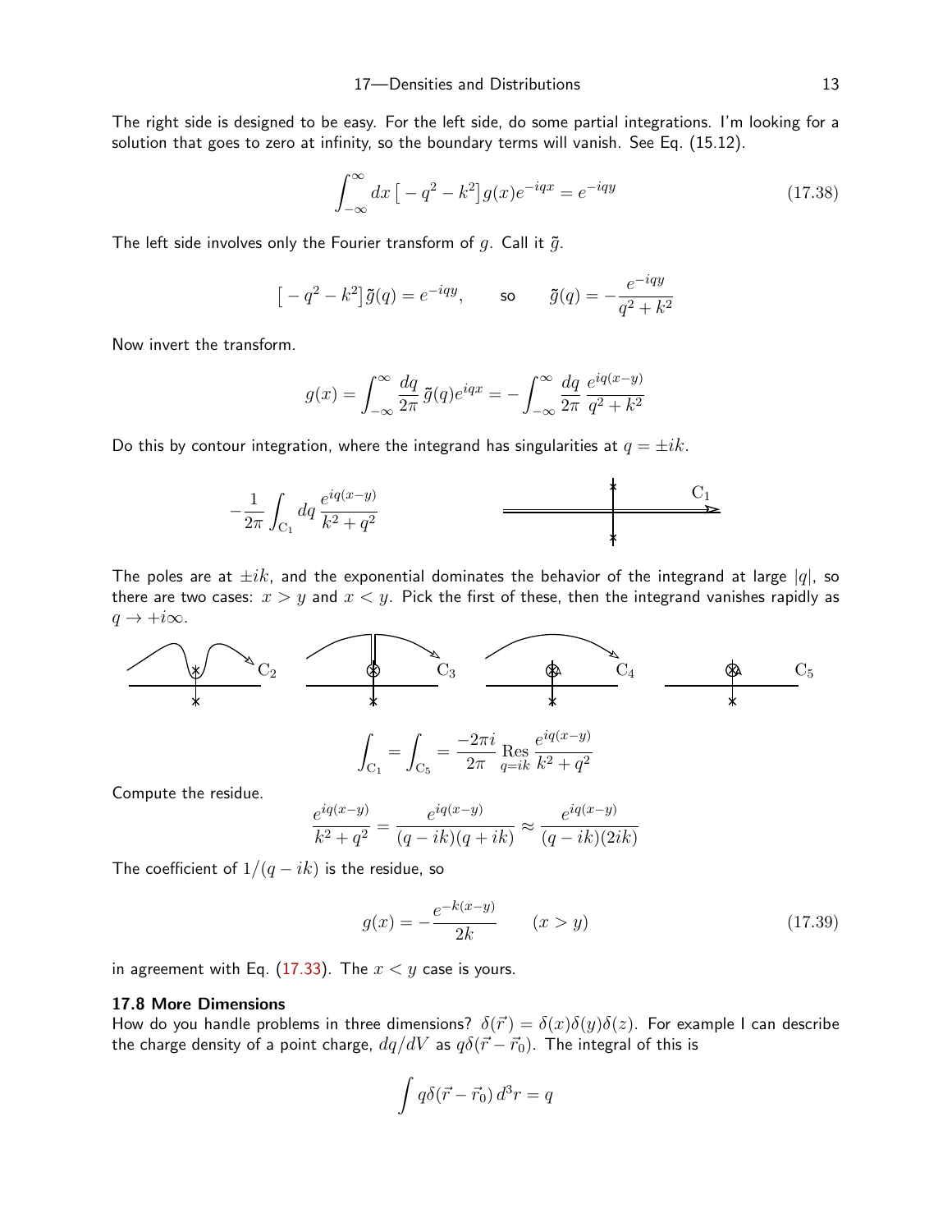The right side is designed to be easy. For the left side, do some partial integrations. I'm looking for a solution that goes to zero at infinity, so the boundary terms will vanish. See Eq. (15.12).

$$\int_{-\infty}^{\infty} dx\,\big[-q^2-k^2\big]g(x)e^{-iqx} = e^{-iqy} \tag{17.38}$$

The left side involves only the Fourier transform of $g$. Call it $\tilde{g}$.

$$\big[-q^2-k^2\big]\tilde{g}(q) = e^{-iqy}, \qquad \text{so} \qquad \tilde{g}(q) = -\frac{e^{-iqy}}{q^2+k^2}$$

Now invert the transform.

$$g(x) = \int_{-\infty}^{\infty} \frac{dq}{2\pi}\,\tilde{g}(q)e^{iqx} = -\int_{-\infty}^{\infty} \frac{dq}{2\pi}\,\frac{e^{iq(x-y)}}{q^2+k^2}$$

Do this by contour integration, where the integrand has singularities at $q=\pm ik$.

$$-\frac{1}{2\pi}\int_{C_1} dq\,\frac{e^{iq(x-y)}}{k^2+q^2}$$

The poles are at $\pm ik$, and the exponential dominates the behavior of the integrand at large $|q|$, so there are two cases: $x>y$ and $x<y$. Pick the first of these, then the integrand vanishes rapidly as $q\to+i\infty$.

$$\int_{C_1} = \int_{C_5} = \frac{-2\pi i}{2\pi}\,\operatorname*{Res}_{q=ik}\,\frac{e^{iq(x-y)}}{k^2+q^2}$$

Compute the residue.

$$\frac{e^{iq(x-y)}}{k^2+q^2} = \frac{e^{iq(x-y)}}{(q-ik)(q+ik)} \approx \frac{e^{iq(x-y)}}{(q-ik)(2ik)}$$

The coefficient of $1/(q-ik)$ is the residue, so

$$g(x) = -\frac{e^{-k(x-y)}}{2k} \qquad (x>y) \tag{17.39}$$

in agreement with Eq. (17.33). The $x<y$ case is yours.

### 17.8 More Dimensions

How do you handle problems in three dimensions? $\delta(\vec{r}\,)=\delta(x)\delta(y)\delta(z)$. For example I can describe the charge density of a point charge, $dq/dV$ as $q\delta(\vec{r}-\vec{r}_0)$. The integral of this is

$$\int q\delta(\vec{r}-\vec{r}_0)\,d^3r = q$$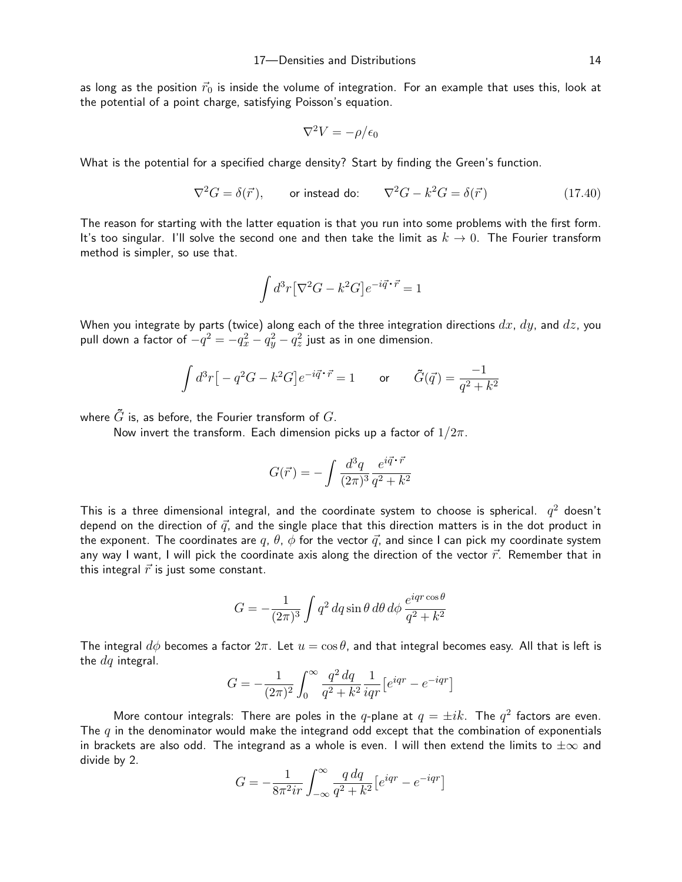as long as the position $\vec{r}_0$ is inside the volume of integration. For an example that uses this, look at the potential of a point charge, satisfying Poisson's equation.

$$\nabla^2 V = -\rho/\epsilon_0$$

What is the potential for a specified charge density? Start by finding the Green's function.

$$\nabla^2 G = \delta(\vec{r}), \qquad \text{or instead do:} \qquad \nabla^2 G - k^2 G = \delta(\vec{r}) \tag{17.40}$$

The reason for starting with the latter equation is that you run into some problems with the first form. It's too singular. I'll solve the second one and then take the limit as $k \to 0$. The Fourier transform method is simpler, so use that.

$$\int d^3r \big[\nabla^2 G - k^2 G\big] e^{-i\vec{q}\cdot\vec{r}} = 1$$

When you integrate by parts (twice) along each of the three integration directions $dx$, $dy$, and $dz$, you pull down a factor of $-q^2 = -q_x^2 - q_y^2 - q_z^2$ just as in one dimension.

$$\int d^3r \big[-q^2 G - k^2 G\big] e^{-i\vec{q}\cdot\vec{r}} = 1 \qquad \text{or} \qquad \tilde{G}(\vec{q}) = \frac{-1}{q^2 + k^2}$$

where $\tilde{G}$ is, as before, the Fourier transform of $G$.

Now invert the transform. Each dimension picks up a factor of $1/2\pi$.

$$G(\vec{r}) = -\int \frac{d^3q}{(2\pi)^3} \frac{e^{i\vec{q}\cdot\vec{r}}}{q^2 + k^2}$$

This is a three dimensional integral, and the coordinate system to choose is spherical. $q^2$ doesn't depend on the direction of $\vec{q}$, and the single place that this direction matters is in the dot product in the exponent. The coordinates are $q$, $\theta$, $\phi$ for the vector $\vec{q}$, and since I can pick my coordinate system any way I want, I will pick the coordinate axis along the direction of the vector $\vec{r}$. Remember that in this integral $\vec{r}$ is just some constant.

$$G = -\frac{1}{(2\pi)^3} \int q^2\, dq \sin\theta\, d\theta\, d\phi \, \frac{e^{iqr\cos\theta}}{q^2 + k^2}$$

The integral $d\phi$ becomes a factor $2\pi$. Let $u = \cos\theta$, and that integral becomes easy. All that is left is the $dq$ integral.

$$G = -\frac{1}{(2\pi)^2} \int_0^\infty \frac{q^2\, dq}{q^2 + k^2} \frac{1}{iqr} \big[e^{iqr} - e^{-iqr}\big]$$

More contour integrals: There are poles in the $q$-plane at $q = \pm ik$. The $q^2$ factors are even. The $q$ in the denominator would make the integrand odd except that the combination of exponentials in brackets are also odd. The integrand as a whole is even. I will then extend the limits to $\pm\infty$ and divide by 2.

$$G = -\frac{1}{8\pi^2 ir} \int_{-\infty}^\infty \frac{q\, dq}{q^2 + k^2} \big[e^{iqr} - e^{-iqr}\big]$$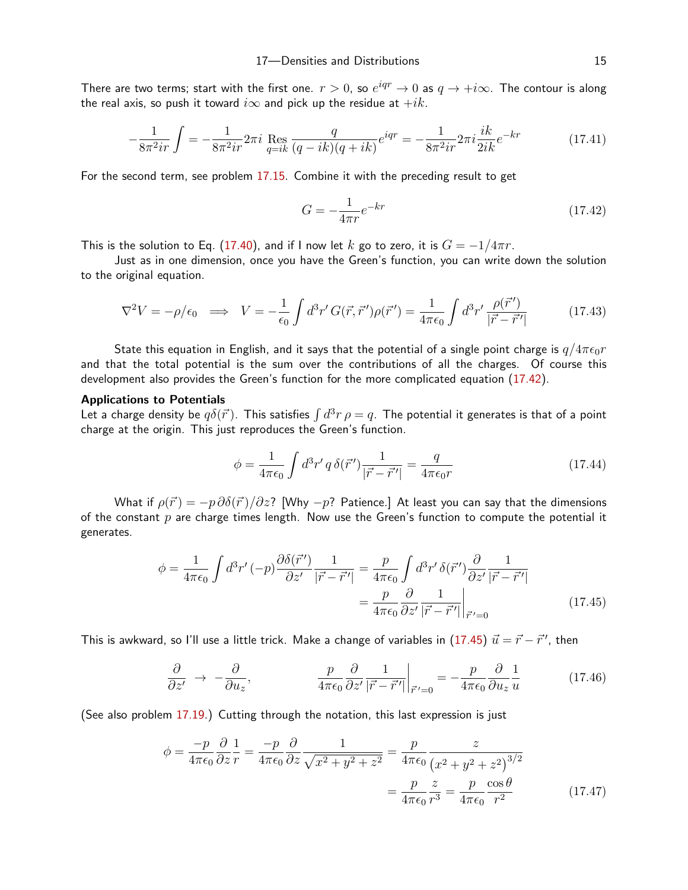There are two terms; start with the first one. $r > 0$, so $e^{iqr} \to 0$ as $q \to +i\infty$. The contour is along the real axis, so push it toward $i\infty$ and pick up the residue at $+ik$.

$$-\frac{1}{8\pi^2 ir}\int = -\frac{1}{8\pi^2 ir}2\pi i \operatorname*{Res}_{q=ik}\frac{q}{(q-ik)(q+ik)}e^{iqr} = -\frac{1}{8\pi^2 ir}2\pi i\frac{ik}{2ik}e^{-kr} \tag{17.41}$$

For the second term, see problem 17.15. Combine it with the preceding result to get

$$G = -\frac{1}{4\pi r}e^{-kr} \tag{17.42}$$

This is the solution to Eq. (17.40), and if I now let $k$ go to zero, it is $G = -1/4\pi r$.

Just as in one dimension, once you have the Green's function, you can write down the solution to the original equation.

$$\nabla^2 V = -\rho/\epsilon_0 \implies V = -\frac{1}{\epsilon_0}\int d^3r'\, G(\vec r, \vec r\,')\rho(\vec r\,') = \frac{1}{4\pi\epsilon_0}\int d^3r'\, \frac{\rho(\vec r\,')}{|\vec r - \vec r\,'|} \tag{17.43}$$

State this equation in English, and it says that the potential of a single point charge is $q/4\pi\epsilon_0 r$ and that the total potential is the sum over the contributions of all the charges. Of course this development also provides the Green's function for the more complicated equation (17.42).

**Applications to Potentials**

Let a charge density be $q\delta(\vec r)$. This satisfies $\int d^3r\,\rho = q$. The potential it generates is that of a point charge at the origin. This just reproduces the Green's function.

$$\phi = \frac{1}{4\pi\epsilon_0}\int d^3r'\, q\,\delta(\vec r\,')\frac{1}{|\vec r - \vec r\,'|} = \frac{q}{4\pi\epsilon_0 r} \tag{17.44}$$

What if $\rho(\vec r) = -p\,\partial\delta(\vec r)/\partial z$? [Why $-p$? Patience.] At least you can say that the dimensions of the constant $p$ are charge times length. Now use the Green's function to compute the potential it generates.

$$\begin{aligned}\phi = \frac{1}{4\pi\epsilon_0}\int d^3r'\,(-p)\frac{\partial\delta(\vec r\,')}{\partial z'}\frac{1}{|\vec r - \vec r\,'|} &= \frac{p}{4\pi\epsilon_0}\int d^3r'\,\delta(\vec r\,')\frac{\partial}{\partial z'}\frac{1}{|\vec r - \vec r\,'|} \\ &= \frac{p}{4\pi\epsilon_0}\frac{\partial}{\partial z'}\frac{1}{|\vec r - \vec r\,'|}\bigg|_{\vec r\,'=0}\end{aligned} \tag{17.45}$$

This is awkward, so I'll use a little trick. Make a change of variables in (17.45) $\vec u = \vec r - \vec r\,'$, then

$$\frac{\partial}{\partial z'} \to -\frac{\partial}{\partial u_z}, \qquad \frac{p}{4\pi\epsilon_0}\frac{\partial}{\partial z'}\frac{1}{|\vec r - \vec r\,'|}\bigg|_{\vec r\,'=0} = -\frac{p}{4\pi\epsilon_0}\frac{\partial}{\partial u_z}\frac{1}{u} \tag{17.46}$$

(See also problem 17.19.) Cutting through the notation, this last expression is just

$$\begin{aligned}\phi = \frac{-p}{4\pi\epsilon_0}\frac{\partial}{\partial z}\frac{1}{r} = \frac{-p}{4\pi\epsilon_0}\frac{\partial}{\partial z}\frac{1}{\sqrt{x^2+y^2+z^2}} &= \frac{p}{4\pi\epsilon_0}\frac{z}{\left(x^2+y^2+z^2\right)^{3/2}} \\ &= \frac{p}{4\pi\epsilon_0}\frac{z}{r^3} = \frac{p}{4\pi\epsilon_0}\frac{\cos\theta}{r^2}\end{aligned} \tag{17.47}$$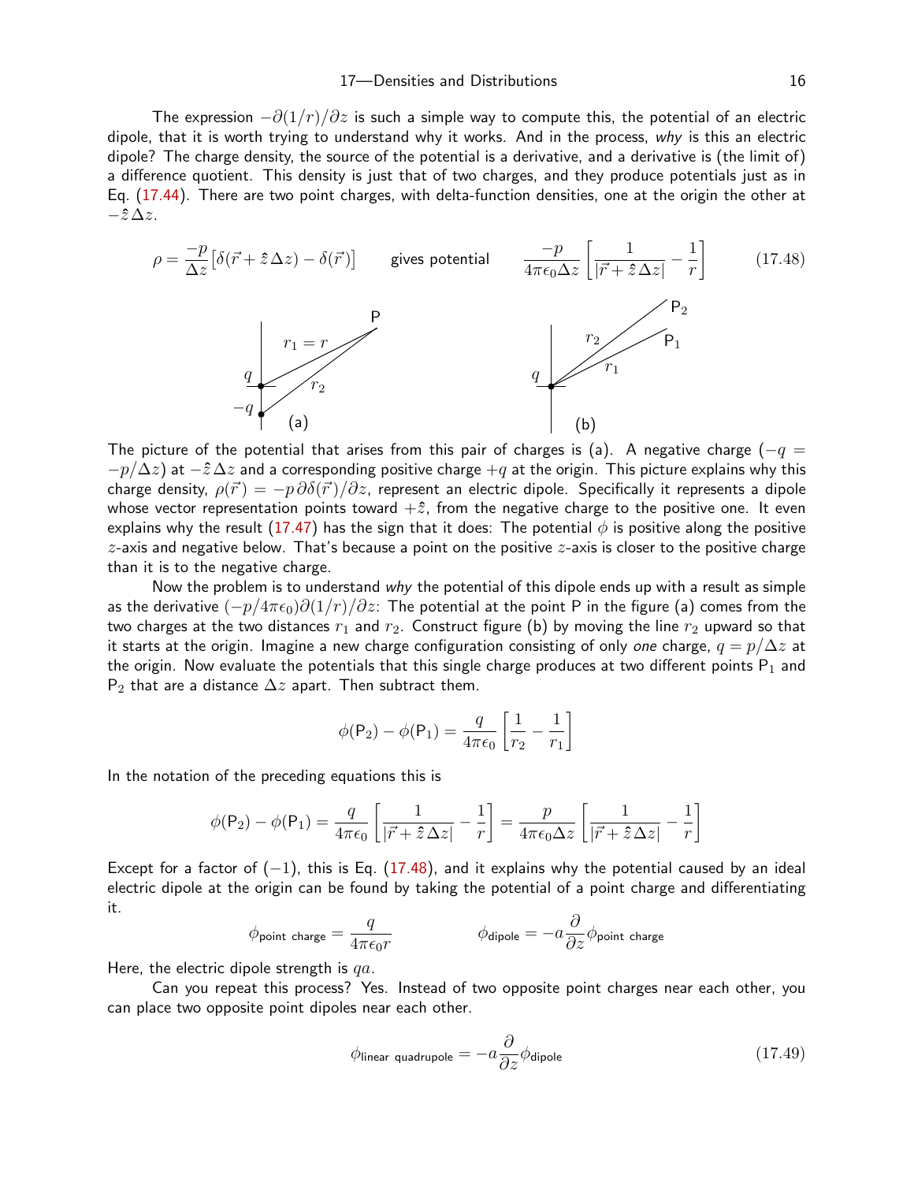The expression $-\partial(1/r)/\partial z$ is such a simple way to compute this, the potential of an electric dipole, that it is worth trying to understand why it works. And in the process, *why* is this an electric dipole? The charge density, the source of the potential is a derivative, and a derivative is (the limit of) a difference quotient. This density is just that of two charges, and they produce potentials just as in Eq. (17.44). There are two point charges, with delta-function densities, one at the origin the other at $-\hat{z}\,\Delta z$.

$$\rho = \frac{-p}{\Delta z}\big[\delta(\vec{r} + \hat{z}\,\Delta z) - \delta(\vec{r})\big] \qquad \text{gives potential} \qquad \frac{-p}{4\pi\epsilon_0 \Delta z}\left[\frac{1}{|\vec{r} + \hat{z}\,\Delta z|} - \frac{1}{r}\right] \tag{17.48}$$

The picture of the potential that arises from this pair of charges is (a). A negative charge ($-q = -p/\Delta z$) at $-\hat{z}\,\Delta z$ and a corresponding positive charge $+q$ at the origin. This picture explains why this charge density, $\rho(\vec{r}) = -p\,\partial\delta(\vec{r})/\partial z$, represent an electric dipole. Specifically it represents a dipole whose vector representation points toward $+\hat{z}$, from the negative charge to the positive one. It even explains why the result (17.47) has the sign that it does: The potential $\phi$ is positive along the positive $z$-axis and negative below. That's because a point on the positive $z$-axis is closer to the positive charge than it is to the negative charge.

Now the problem is to understand *why* the potential of this dipole ends up with a result as simple as the derivative $(-p/4\pi\epsilon_0)\partial(1/r)/\partial z$: The potential at the point P in the figure (a) comes from the two charges at the two distances $r_1$ and $r_2$. Construct figure (b) by moving the line $r_2$ upward so that it starts at the origin. Imagine a new charge configuration consisting of only *one* charge, $q = p/\Delta z$ at the origin. Now evaluate the potentials that this single charge produces at two different points $\mathsf{P}_1$ and $\mathsf{P}_2$ that are a distance $\Delta z$ apart. Then subtract them.

$$\phi(\mathsf{P}_2) - \phi(\mathsf{P}_1) = \frac{q}{4\pi\epsilon_0}\left[\frac{1}{r_2} - \frac{1}{r_1}\right]$$

In the notation of the preceding equations this is

$$\phi(\mathsf{P}_2) - \phi(\mathsf{P}_1) = \frac{q}{4\pi\epsilon_0}\left[\frac{1}{|\vec{r} + \hat{z}\,\Delta z|} - \frac{1}{r}\right] = \frac{p}{4\pi\epsilon_0 \Delta z}\left[\frac{1}{|\vec{r} + \hat{z}\,\Delta z|} - \frac{1}{r}\right]$$

Except for a factor of $(-1)$, this is Eq. (17.48), and it explains why the potential caused by an ideal electric dipole at the origin can be found by taking the potential of a point charge and differentiating it.

$$\phi_{\text{point charge}} = \frac{q}{4\pi\epsilon_0 r} \qquad\qquad \phi_{\text{dipole}} = -a\frac{\partial}{\partial z}\phi_{\text{point charge}}$$

Here, the electric dipole strength is $qa$.

Can you repeat this process? Yes. Instead of two opposite point charges near each other, you can place two opposite point dipoles near each other.

$$\phi_{\text{linear quadrupole}} = -a\frac{\partial}{\partial z}\phi_{\text{dipole}} \tag{17.49}$$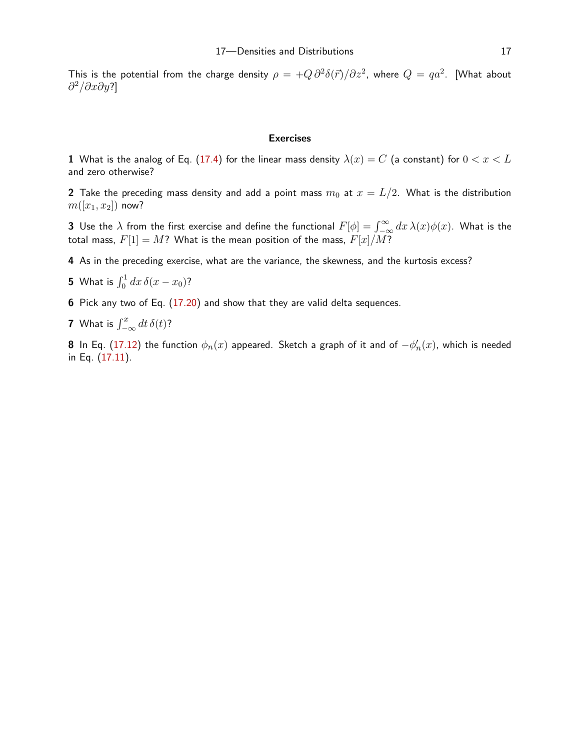This is the potential from the charge density $\rho = +Q\,\partial^2\delta(\vec r\,)/\partial z^2$, where $Q = qa^2$. [What about $\partial^2/\partial x\partial y$?]

### Exercises

**1** What is the analog of Eq. (17.4) for the linear mass density $\lambda(x) = C$ (a constant) for $0 < x < L$ and zero otherwise?

**2** Take the preceding mass density and add a point mass $m_0$ at $x = L/2$. What is the distribution $m([x_1, x_2])$ now?

**3** Use the $\lambda$ from the first exercise and define the functional $F[\phi] = \int_{-\infty}^{\infty} dx\,\lambda(x)\phi(x)$. What is the total mass, $F[1] = M$? What is the mean position of the mass, $F[x]/M$?

**4** As in the preceding exercise, what are the variance, the skewness, and the kurtosis excess?

**5** What is $\int_0^1 dx\,\delta(x - x_0)$?

**6** Pick any two of Eq. (17.20) and show that they are valid delta sequences.

**7** What is $\int_{-\infty}^{x} dt\,\delta(t)$?

**8** In Eq. (17.12) the function $\phi_n(x)$ appeared. Sketch a graph of it and of $-\phi_n'(x)$, which is needed in Eq. (17.11).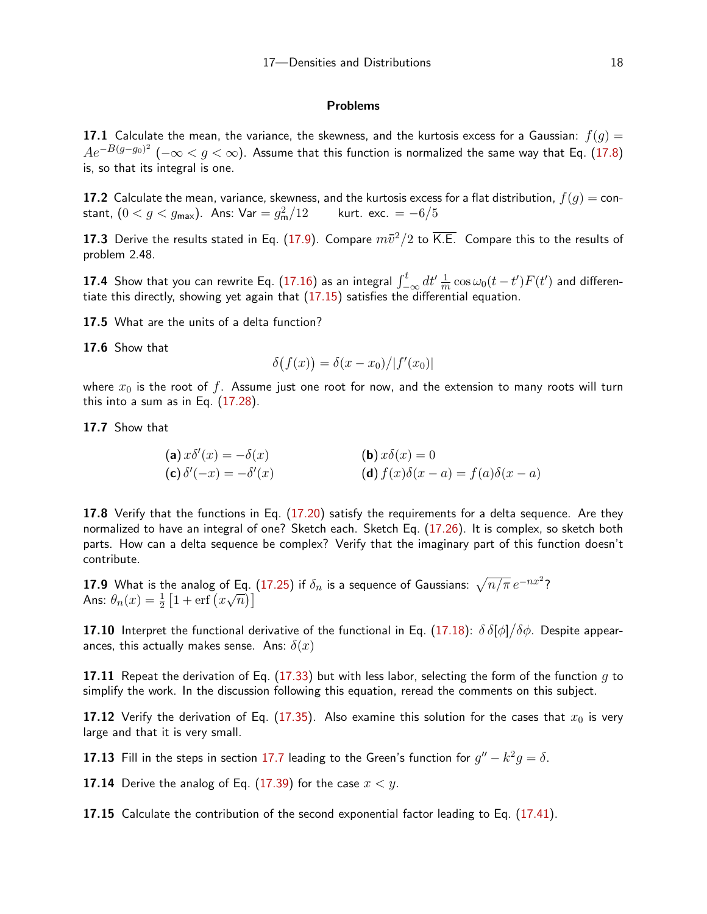## Problems

**17.1** Calculate the mean, the variance, the skewness, and the kurtosis excess for a Gaussian: $f(g) = Ae^{-B(g-g_0)^2}$ $(-\infty < g < \infty)$. Assume that this function is normalized the same way that Eq. (17.8) is, so that its integral is one.

**17.2** Calculate the mean, variance, skewness, and the kurtosis excess for a flat distribution, $f(g) =$ constant, $(0 < g < g_{\text{max}})$. Ans: $\text{Var} = g_{\text{m}}^2/12$ kurt. exc. $= -6/5$

**17.3** Derive the results stated in Eq. (17.9). Compare $m\bar{v}^2/2$ to $\overline{\text{K.E.}}$ Compare this to the results of problem 2.48.

**17.4** Show that you can rewrite Eq. (17.16) as an integral $\int_{-\infty}^{t} dt' \, \frac{1}{m} \cos\omega_0(t-t') F(t')$ and differentiate this directly, showing yet again that (17.15) satisfies the differential equation.

**17.5** What are the units of a delta function?

**17.6** Show that

$$\delta\big(f(x)\big) = \delta(x - x_0)/|f'(x_0)|$$

where $x_0$ is the root of $f$. Assume just one root for now, and the extension to many roots will turn this into a sum as in Eq. (17.28).

**17.7** Show that

**(a)** $x\delta'(x) = -\delta(x)$ **(b)** $x\delta(x) = 0$
**(c)** $\delta'(-x) = -\delta'(x)$ **(d)** $f(x)\delta(x - a) = f(a)\delta(x - a)$

**17.8** Verify that the functions in Eq. (17.20) satisfy the requirements for a delta sequence. Are they normalized to have an integral of one? Sketch each. Sketch Eq. (17.26). It is complex, so sketch both parts. How can a delta sequence be complex? Verify that the imaginary part of this function doesn't contribute.

**17.9** What is the analog of Eq. (17.25) if $\delta_n$ is a sequence of Gaussians: $\sqrt{n/\pi}\, e^{-nx^2}$?
Ans: $\theta_n(x) = \frac{1}{2}\left[1 + \operatorname{erf}\left(x\sqrt{n}\right)\right]$

**17.10** Interpret the functional derivative of the functional in Eq. (17.18): $\delta\,\delta[\phi]/\delta\phi$. Despite appearances, this actually makes sense. Ans: $\delta(x)$

**17.11** Repeat the derivation of Eq. (17.33) but with less labor, selecting the form of the function $g$ to simplify the work. In the discussion following this equation, reread the comments on this subject.

**17.12** Verify the derivation of Eq. (17.35). Also examine this solution for the cases that $x_0$ is very large and that it is very small.

**17.13** Fill in the steps in section 17.7 leading to the Green's function for $g'' - k^2 g = \delta$.

**17.14** Derive the analog of Eq. (17.39) for the case $x < y$.

**17.15** Calculate the contribution of the second exponential factor leading to Eq. (17.41).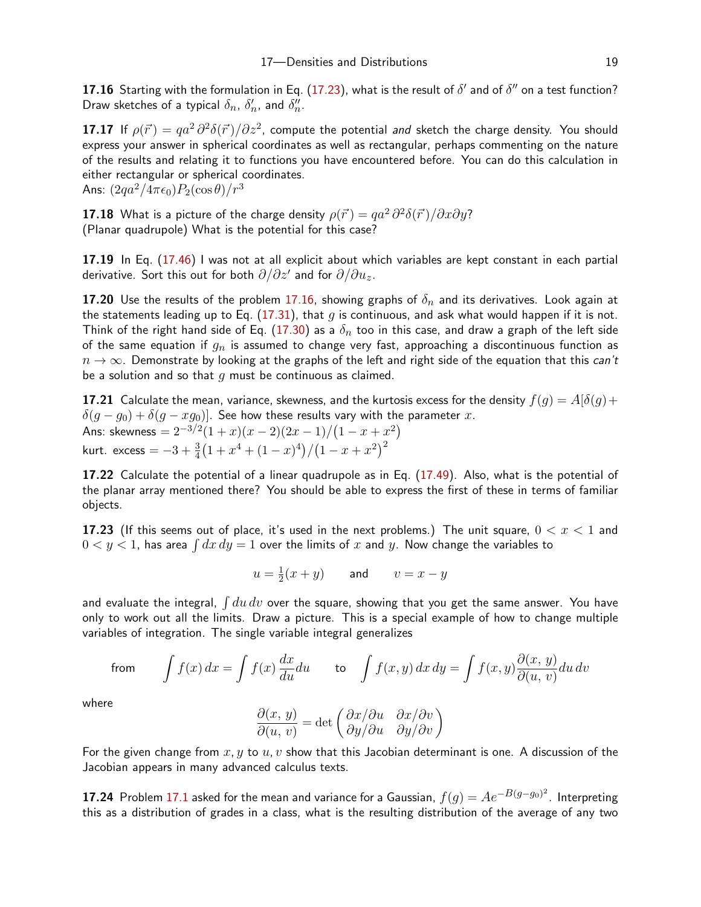**17.16** Starting with the formulation in Eq. (17.23), what is the result of $\delta'$ and of $\delta''$ on a test function? Draw sketches of a typical $\delta_n$, $\delta'_n$, and $\delta''_n$.

**17.17** If $\rho(\vec{r}\,) = qa^2\,\partial^2\delta(\vec{r}\,)/\partial z^2$, compute the potential *and* sketch the charge density. You should express your answer in spherical coordinates as well as rectangular, perhaps commenting on the nature of the results and relating it to functions you have encountered before. You can do this calculation in either rectangular or spherical coordinates.
Ans: $(2qa^2/4\pi\epsilon_0)P_2(\cos\theta)/r^3$

**17.18** What is a picture of the charge density $\rho(\vec{r}\,) = qa^2\,\partial^2\delta(\vec{r}\,)/\partial x\partial y$?
(Planar quadrupole) What is the potential for this case?

**17.19** In Eq. (17.46) I was not at all explicit about which variables are kept constant in each partial derivative. Sort this out for both $\partial/\partial z'$ and for $\partial/\partial u_z$.

**17.20** Use the results of the problem 17.16, showing graphs of $\delta_n$ and its derivatives. Look again at the statements leading up to Eq. (17.31), that $g$ is continuous, and ask what would happen if it is not. Think of the right hand side of Eq. (17.30) as a $\delta_n$ too in this case, and draw a graph of the left side of the same equation if $g_n$ is assumed to change very fast, approaching a discontinuous function as $n\to\infty$. Demonstrate by looking at the graphs of the left and right side of the equation that this *can't* be a solution and so that $g$ must be continuous as claimed.

**17.21** Calculate the mean, variance, skewness, and the kurtosis excess for the density $f(g) = A[\delta(g) + \delta(g-g_0) + \delta(g-xg_0)]$. See how these results vary with the parameter $x$.
Ans: skewness $= 2^{-3/2}(1+x)(x-2)(2x-1)/\big(1-x+x^2\big)$
kurt. excess $= -3 + \frac{3}{4}\big(1+x^4+(1-x)^4\big)/\big(1-x+x^2\big)^2$

**17.22** Calculate the potential of a linear quadrupole as in Eq. (17.49). Also, what is the potential of the planar array mentioned there? You should be able to express the first of these in terms of familiar objects.

**17.23** (If this seems out of place, it's used in the next problems.) The unit square, $0<x<1$ and $0<y<1$, has area $\int dx\,dy = 1$ over the limits of $x$ and $y$. Now change the variables to

$$u = \tfrac{1}{2}(x+y) \qquad \text{and} \qquad v = x-y$$

and evaluate the integral, $\int du\,dv$ over the square, showing that you get the same answer. You have only to work out all the limits. Draw a picture. This is a special example of how to change multiple variables of integration. The single variable integral generalizes

$$\text{from} \qquad \int f(x)\,dx = \int f(x)\,\frac{dx}{du}du \qquad \text{to} \qquad \int f(x,y)\,dx\,dy = \int f(x,y)\frac{\partial(x,\,y)}{\partial(u,\,v)}du\,dv$$

where

$$\frac{\partial(x,\,y)}{\partial(u,\,v)} = \det\begin{pmatrix} \partial x/\partial u & \partial x/\partial v \\ \partial y/\partial u & \partial y/\partial v \end{pmatrix}$$

For the given change from $x,y$ to $u,v$ show that this Jacobian determinant is one. A discussion of the Jacobian appears in many advanced calculus texts.

**17.24** Problem 17.1 asked for the mean and variance for a Gaussian, $f(g) = Ae^{-B(g-g_0)^2}$. Interpreting this as a distribution of grades in a class, what is the resulting distribution of the average of any two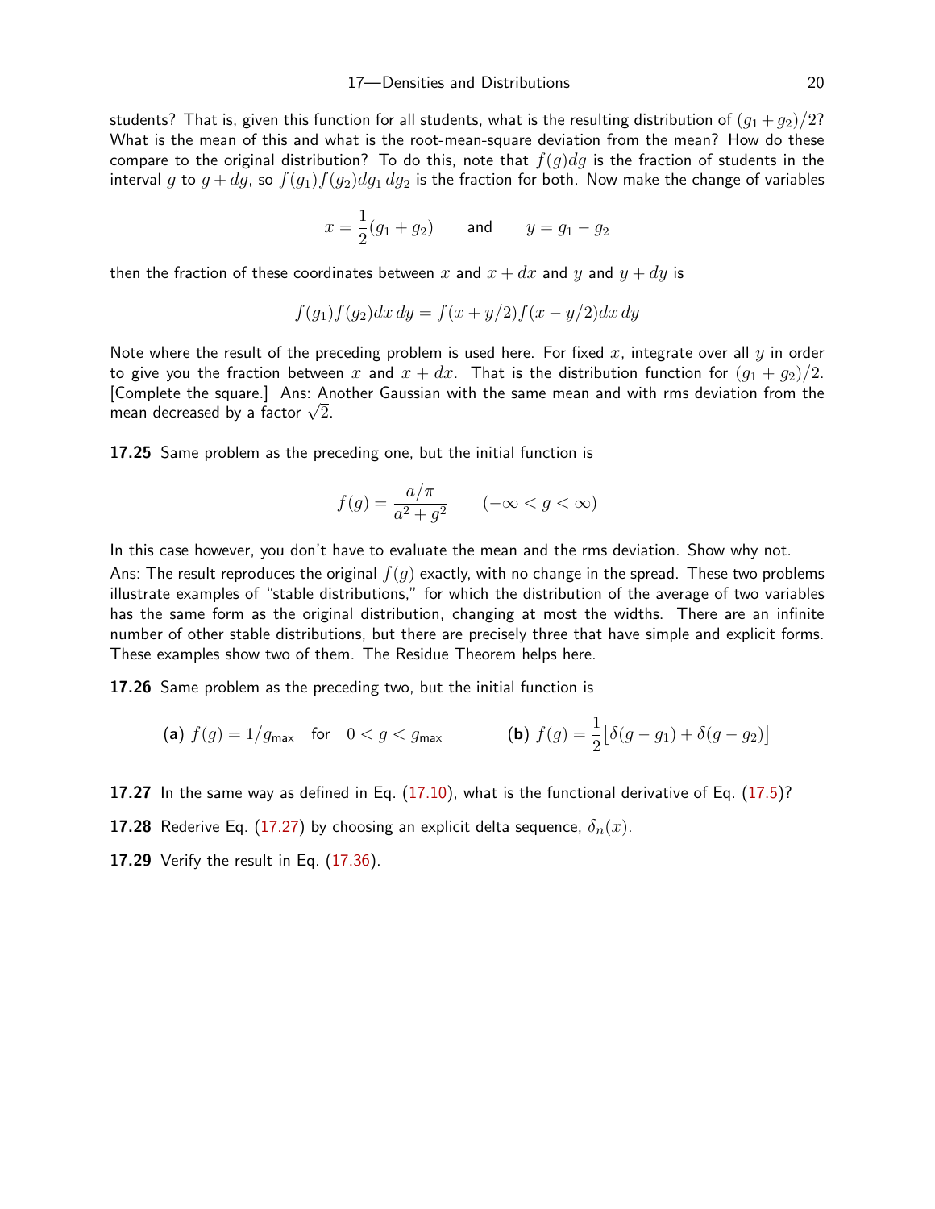students? That is, given this function for all students, what is the resulting distribution of $(g_1+g_2)/2$? What is the mean of this and what is the root-mean-square deviation from the mean? How do these compare to the original distribution? To do this, note that $f(g)dg$ is the fraction of students in the interval $g$ to $g+dg$, so $f(g_1)f(g_2)dg_1\,dg_2$ is the fraction for both. Now make the change of variables

$$x = \frac{1}{2}(g_1+g_2) \qquad \text{and} \qquad y = g_1 - g_2$$

then the fraction of these coordinates between $x$ and $x+dx$ and $y$ and $y+dy$ is

$$f(g_1)f(g_2)dx\,dy = f(x+y/2)f(x-y/2)dx\,dy$$

Note where the result of the preceding problem is used here. For fixed $x$, integrate over all $y$ in order to give you the fraction between $x$ and $x+dx$. That is the distribution function for $(g_1+g_2)/2$. [Complete the square.] Ans: Another Gaussian with the same mean and with rms deviation from the mean decreased by a factor $\sqrt{2}$.

**17.25** Same problem as the preceding one, but the initial function is

$$f(g) = \frac{a/\pi}{a^2+g^2} \qquad (-\infty < g < \infty)$$

In this case however, you don't have to evaluate the mean and the rms deviation. Show why not.
Ans: The result reproduces the original $f(g)$ exactly, with no change in the spread. These two problems illustrate examples of "stable distributions," for which the distribution of the average of two variables has the same form as the original distribution, changing at most the widths. There are an infinite number of other stable distributions, but there are precisely three that have simple and explicit forms. These examples show two of them. The Residue Theorem helps here.

**17.26** Same problem as the preceding two, but the initial function is

**(a)** $f(g) = 1/g_{\text{max}}$ for $0 < g < g_{\text{max}}$ **(b)** $f(g) = \frac{1}{2}\big[\delta(g-g_1)+\delta(g-g_2)\big]$

**17.27** In the same way as defined in Eq. (17.10), what is the functional derivative of Eq. (17.5)?

**17.28** Rederive Eq. (17.27) by choosing an explicit delta sequence, $\delta_n(x)$.

**17.29** Verify the result in Eq. (17.36).